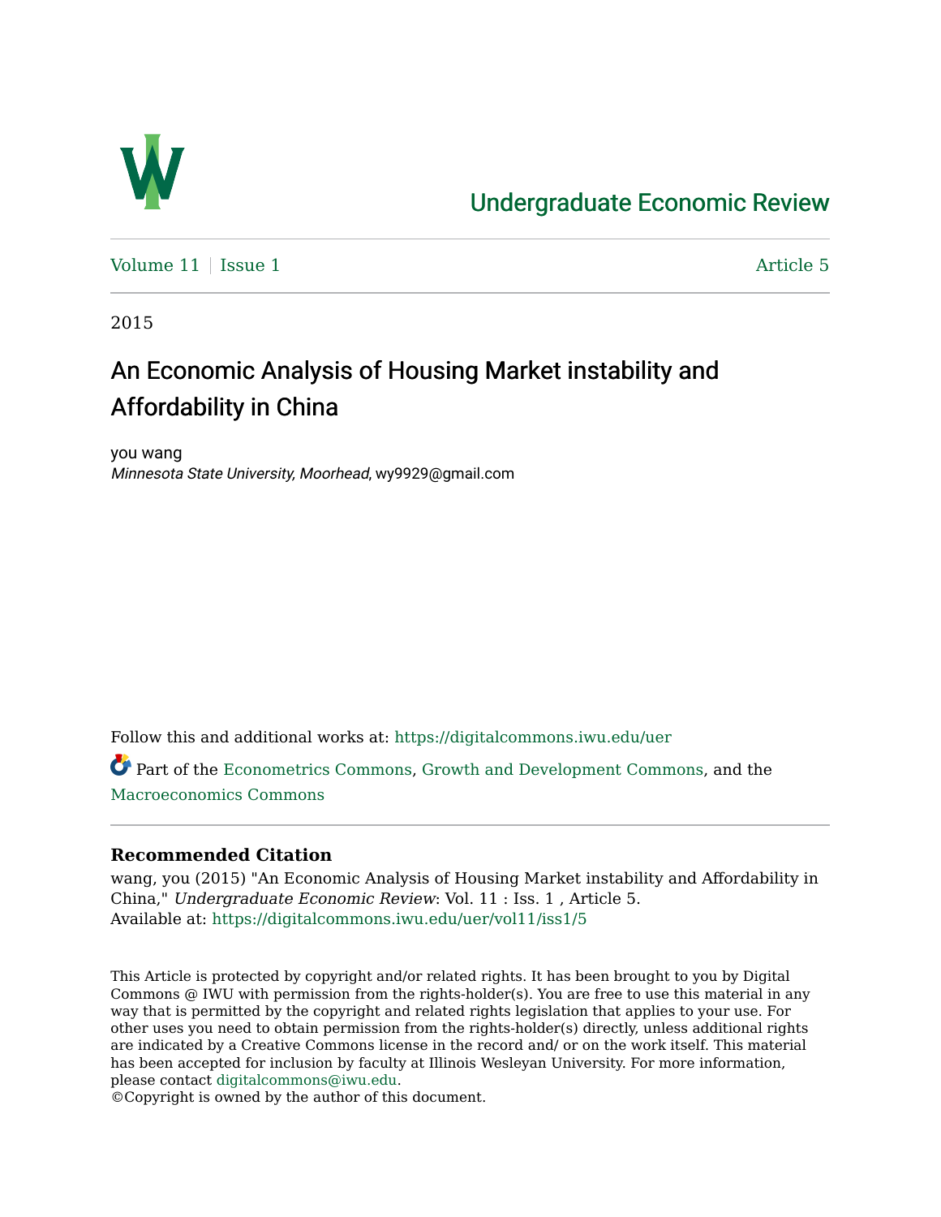# Undergraduate Economic Review

Volume 11 | Issue 1 Article 5

2015

## An Economic Analysis of Housing Market instability and Affordability in China

you wang
*Minnesota State University, Moorhead*, wy9929@gmail.com

Follow this and additional works at: https://digitalcommons.iwu.edu/uer

Part of the Econometrics Commons, Growth and Development Commons, and the Macroeconomics Commons

### Recommended Citation

wang, you (2015) "An Economic Analysis of Housing Market instability and Affordability in China," *Undergraduate Economic Review*: Vol. 11 : Iss. 1 , Article 5.
Available at: https://digitalcommons.iwu.edu/uer/vol11/iss1/5

This Article is protected by copyright and/or related rights. It has been brought to you by Digital Commons @ IWU with permission from the rights-holder(s). You are free to use this material in any way that is permitted by the copyright and related rights legislation that applies to your use. For other uses you need to obtain permission from the rights-holder(s) directly, unless additional rights are indicated by a Creative Commons license in the record and/ or on the work itself. This material has been accepted for inclusion by faculty at Illinois Wesleyan University. For more information, please contact digitalcommons@iwu.edu.
©Copyright is owned by the author of this document.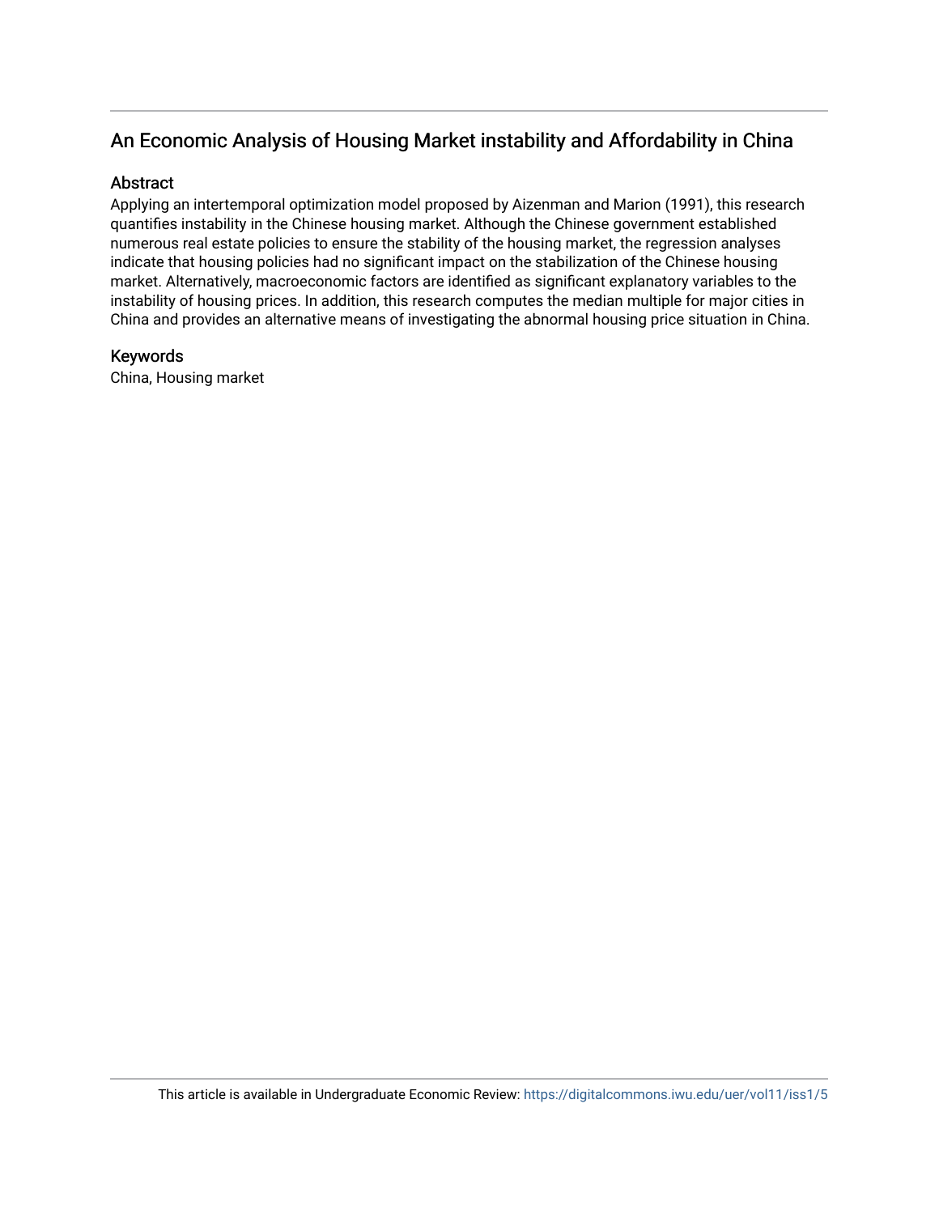## An Economic Analysis of Housing Market instability and Affordability in China

### Abstract

Applying an intertemporal optimization model proposed by Aizenman and Marion (1991), this research quantifies instability in the Chinese housing market. Although the Chinese government established numerous real estate policies to ensure the stability of the housing market, the regression analyses indicate that housing policies had no significant impact on the stabilization of the Chinese housing market. Alternatively, macroeconomic factors are identified as significant explanatory variables to the instability of housing prices. In addition, this research computes the median multiple for major cities in China and provides an alternative means of investigating the abnormal housing price situation in China.

### Keywords

China, Housing market

This article is available in Undergraduate Economic Review: https://digitalcommons.iwu.edu/uer/vol11/iss1/5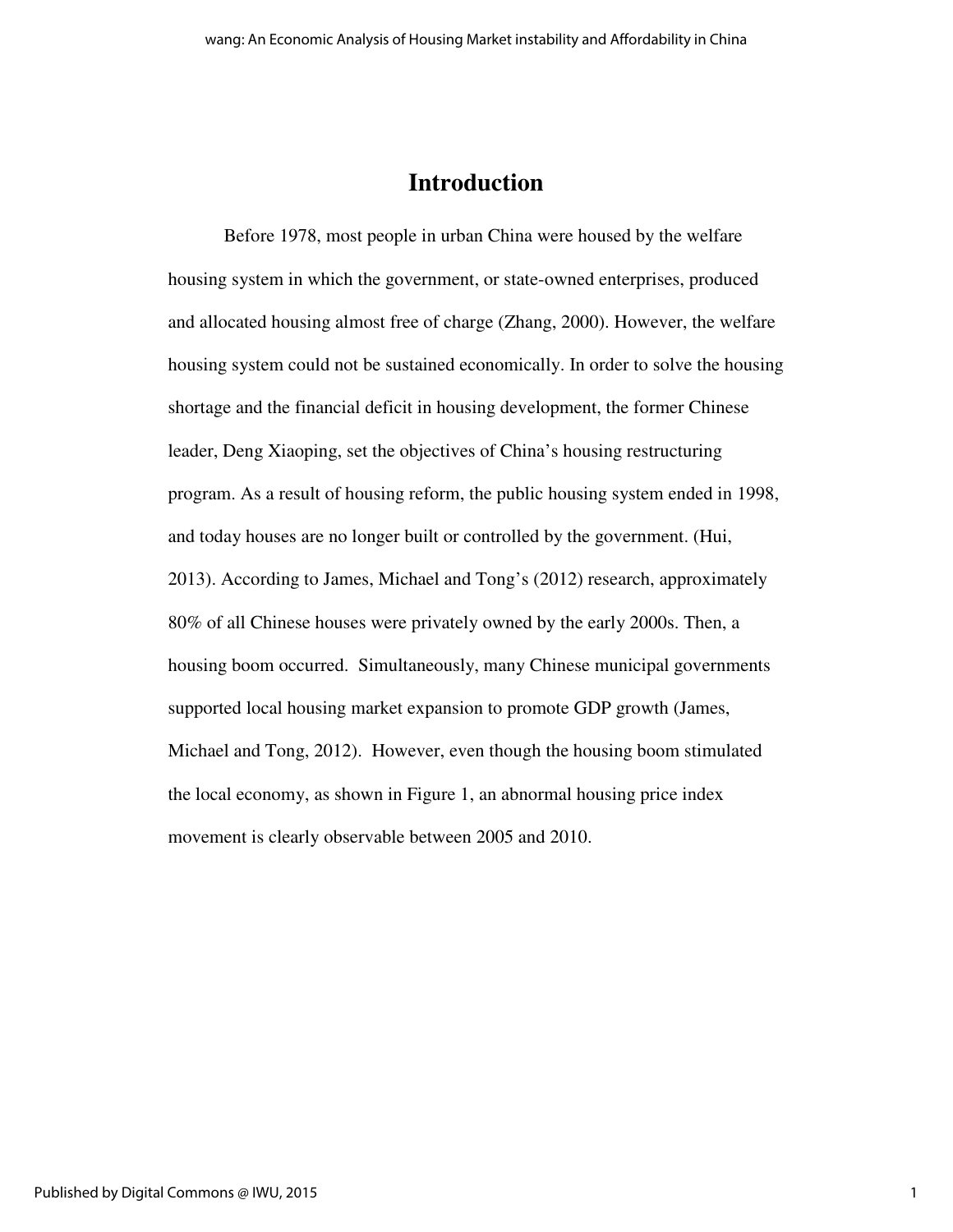# Introduction

Before 1978, most people in urban China were housed by the welfare housing system in which the government, or state-owned enterprises, produced and allocated housing almost free of charge (Zhang, 2000). However, the welfare housing system could not be sustained economically. In order to solve the housing shortage and the financial deficit in housing development, the former Chinese leader, Deng Xiaoping, set the objectives of China's housing restructuring program. As a result of housing reform, the public housing system ended in 1998, and today houses are no longer built or controlled by the government. (Hui, 2013). According to James, Michael and Tong's (2012) research, approximately 80% of all Chinese houses were privately owned by the early 2000s. Then, a housing boom occurred. Simultaneously, many Chinese municipal governments supported local housing market expansion to promote GDP growth (James, Michael and Tong, 2012). However, even though the housing boom stimulated the local economy, as shown in Figure 1, an abnormal housing price index movement is clearly observable between 2005 and 2010.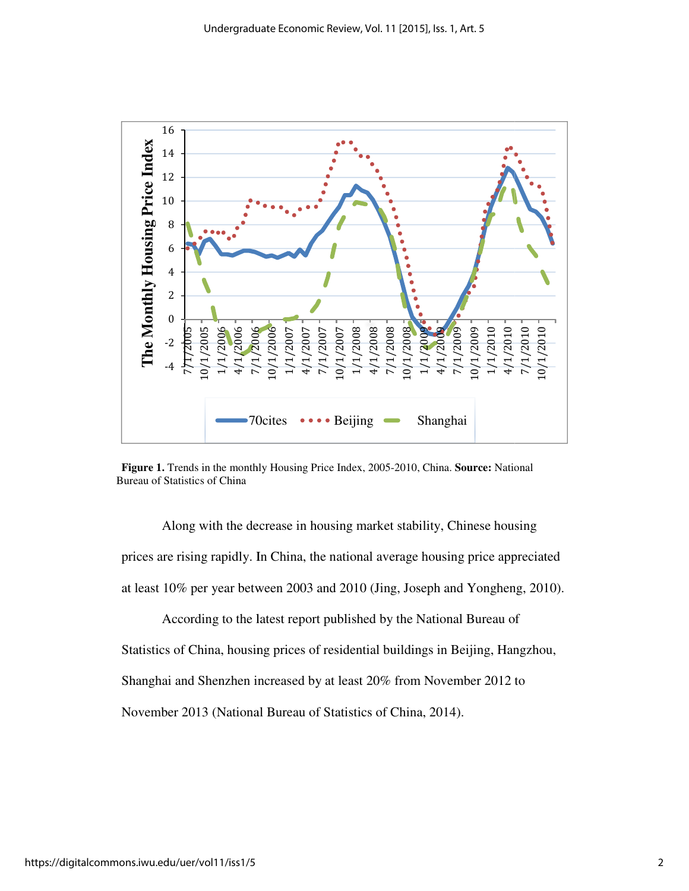**Figure 1.** Trends in the monthly Housing Price Index, 2005-2010, China. **Source:** National Bureau of Statistics of China

Along with the decrease in housing market stability, Chinese housing prices are rising rapidly. In China, the national average housing price appreciated at least 10% per year between 2003 and 2010 (Jing, Joseph and Yongheng, 2010).

According to the latest report published by the National Bureau of Statistics of China, housing prices of residential buildings in Beijing, Hangzhou, Shanghai and Shenzhen increased by at least 20% from November 2012 to November 2013 (National Bureau of Statistics of China, 2014).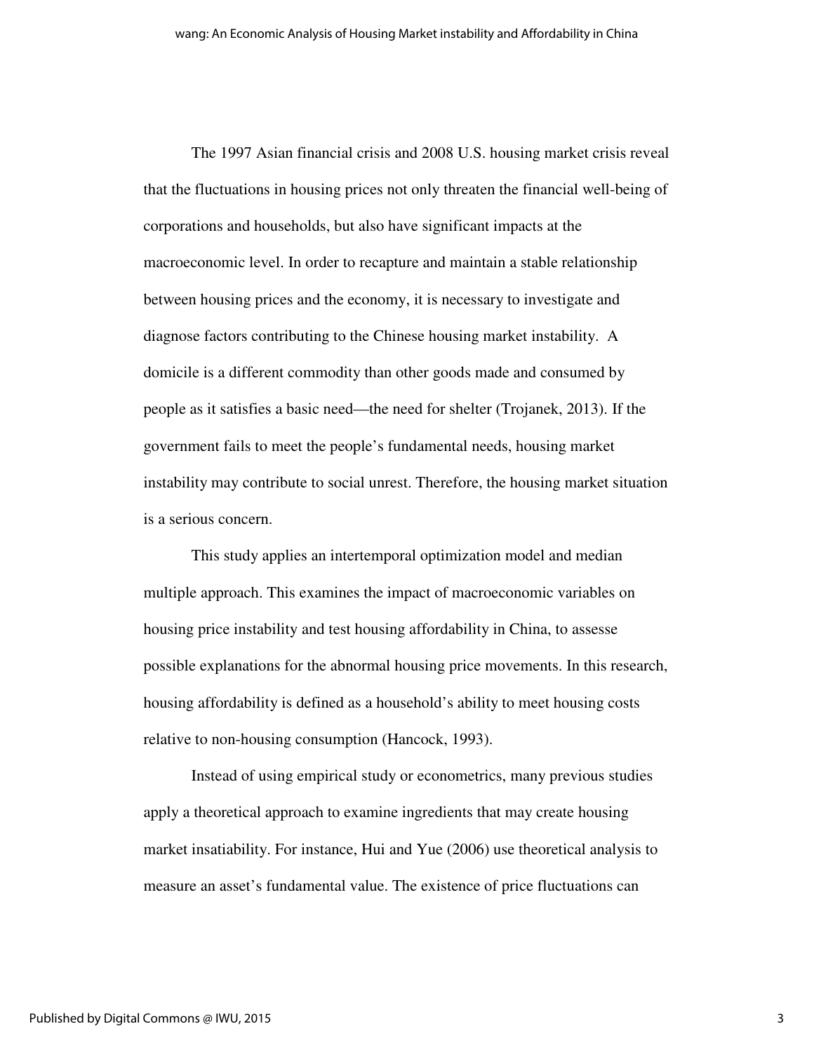The 1997 Asian financial crisis and 2008 U.S. housing market crisis reveal that the fluctuations in housing prices not only threaten the financial well-being of corporations and households, but also have significant impacts at the macroeconomic level. In order to recapture and maintain a stable relationship between housing prices and the economy, it is necessary to investigate and diagnose factors contributing to the Chinese housing market instability. A domicile is a different commodity than other goods made and consumed by people as it satisfies a basic need—the need for shelter (Trojanek, 2013). If the government fails to meet the people's fundamental needs, housing market instability may contribute to social unrest. Therefore, the housing market situation is a serious concern.

This study applies an intertemporal optimization model and median multiple approach. This examines the impact of macroeconomic variables on housing price instability and test housing affordability in China, to assesse possible explanations for the abnormal housing price movements. In this research, housing affordability is defined as a household's ability to meet housing costs relative to non-housing consumption (Hancock, 1993).

Instead of using empirical study or econometrics, many previous studies apply a theoretical approach to examine ingredients that may create housing market insatiability. For instance, Hui and Yue (2006) use theoretical analysis to measure an asset's fundamental value. The existence of price fluctuations can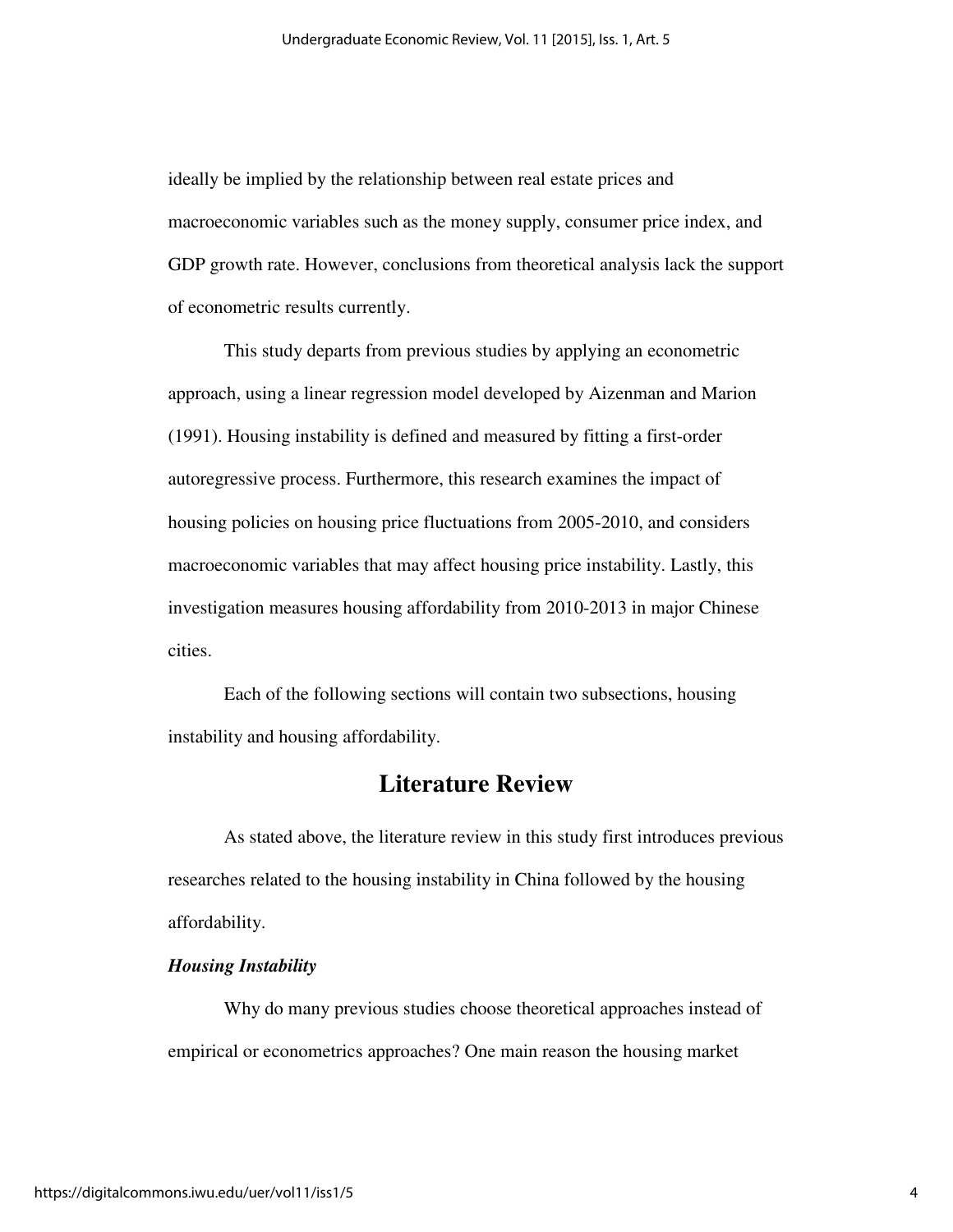ideally be implied by the relationship between real estate prices and macroeconomic variables such as the money supply, consumer price index, and GDP growth rate. However, conclusions from theoretical analysis lack the support of econometric results currently.

This study departs from previous studies by applying an econometric approach, using a linear regression model developed by Aizenman and Marion (1991). Housing instability is defined and measured by fitting a first-order autoregressive process. Furthermore, this research examines the impact of housing policies on housing price fluctuations from 2005-2010, and considers macroeconomic variables that may affect housing price instability. Lastly, this investigation measures housing affordability from 2010-2013 in major Chinese cities.

Each of the following sections will contain two subsections, housing instability and housing affordability.

## Literature Review

As stated above, the literature review in this study first introduces previous researches related to the housing instability in China followed by the housing affordability.

### *Housing Instability*

Why do many previous studies choose theoretical approaches instead of empirical or econometrics approaches? One main reason the housing market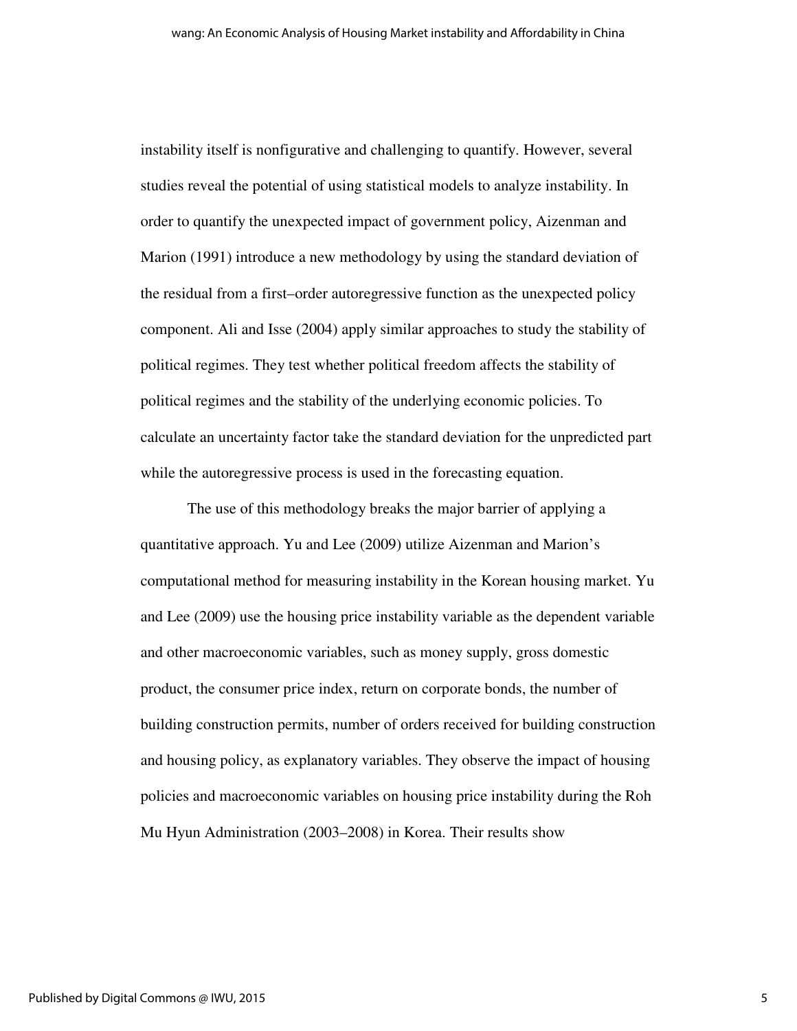instability itself is nonfigurative and challenging to quantify. However, several studies reveal the potential of using statistical models to analyze instability. In order to quantify the unexpected impact of government policy, Aizenman and Marion (1991) introduce a new methodology by using the standard deviation of the residual from a first–order autoregressive function as the unexpected policy component. Ali and Isse (2004) apply similar approaches to study the stability of political regimes. They test whether political freedom affects the stability of political regimes and the stability of the underlying economic policies. To calculate an uncertainty factor take the standard deviation for the unpredicted part while the autoregressive process is used in the forecasting equation.

The use of this methodology breaks the major barrier of applying a quantitative approach. Yu and Lee (2009) utilize Aizenman and Marion's computational method for measuring instability in the Korean housing market. Yu and Lee (2009) use the housing price instability variable as the dependent variable and other macroeconomic variables, such as money supply, gross domestic product, the consumer price index, return on corporate bonds, the number of building construction permits, number of orders received for building construction and housing policy, as explanatory variables. They observe the impact of housing policies and macroeconomic variables on housing price instability during the Roh Mu Hyun Administration (2003–2008) in Korea. Their results show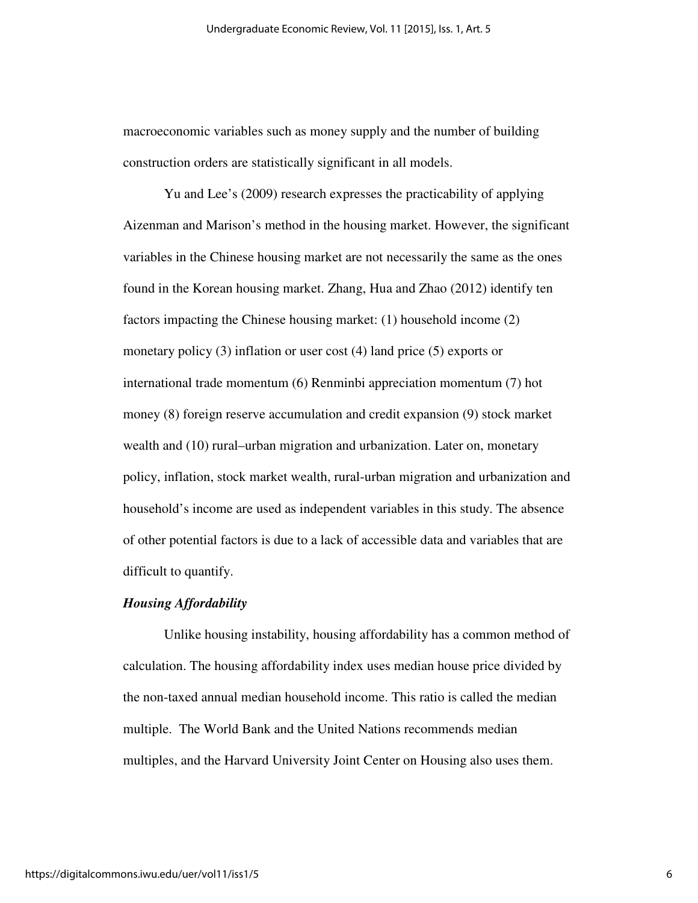macroeconomic variables such as money supply and the number of building construction orders are statistically significant in all models.

Yu and Lee's (2009) research expresses the practicability of applying Aizenman and Marison's method in the housing market. However, the significant variables in the Chinese housing market are not necessarily the same as the ones found in the Korean housing market. Zhang, Hua and Zhao (2012) identify ten factors impacting the Chinese housing market: (1) household income (2) monetary policy (3) inflation or user cost (4) land price (5) exports or international trade momentum (6) Renminbi appreciation momentum (7) hot money (8) foreign reserve accumulation and credit expansion (9) stock market wealth and (10) rural–urban migration and urbanization. Later on, monetary policy, inflation, stock market wealth, rural-urban migration and urbanization and household's income are used as independent variables in this study. The absence of other potential factors is due to a lack of accessible data and variables that are difficult to quantify.

***Housing Affordability***

Unlike housing instability, housing affordability has a common method of calculation. The housing affordability index uses median house price divided by the non-taxed annual median household income. This ratio is called the median multiple. The World Bank and the United Nations recommends median multiples, and the Harvard University Joint Center on Housing also uses them.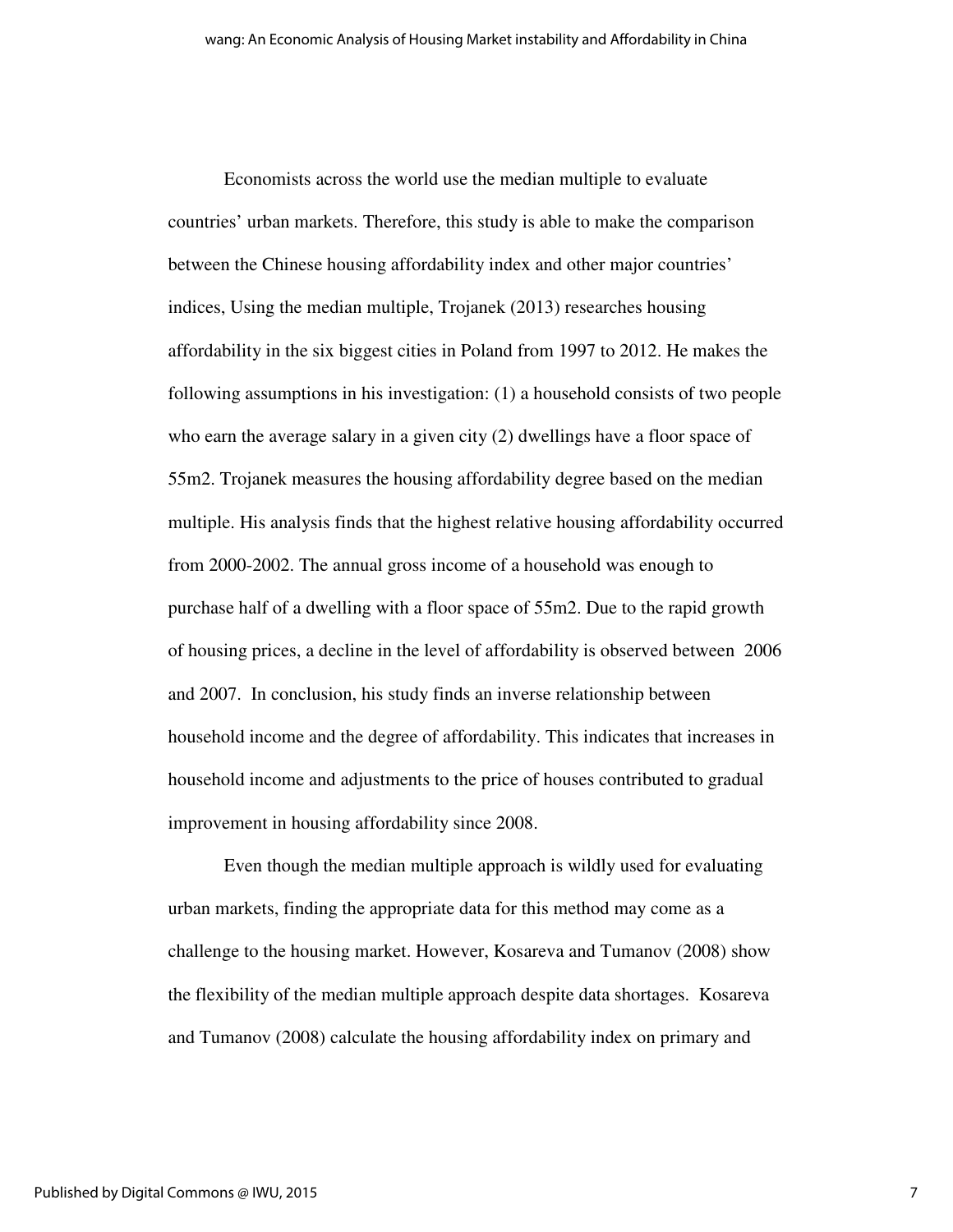Economists across the world use the median multiple to evaluate countries' urban markets. Therefore, this study is able to make the comparison between the Chinese housing affordability index and other major countries' indices, Using the median multiple, Trojanek (2013) researches housing affordability in the six biggest cities in Poland from 1997 to 2012. He makes the following assumptions in his investigation: (1) a household consists of two people who earn the average salary in a given city (2) dwellings have a floor space of 55m2. Trojanek measures the housing affordability degree based on the median multiple. His analysis finds that the highest relative housing affordability occurred from 2000-2002. The annual gross income of a household was enough to purchase half of a dwelling with a floor space of 55m2. Due to the rapid growth of housing prices, a decline in the level of affordability is observed between 2006 and 2007. In conclusion, his study finds an inverse relationship between household income and the degree of affordability. This indicates that increases in household income and adjustments to the price of houses contributed to gradual improvement in housing affordability since 2008.

Even though the median multiple approach is wildly used for evaluating urban markets, finding the appropriate data for this method may come as a challenge to the housing market. However, Kosareva and Tumanov (2008) show the flexibility of the median multiple approach despite data shortages. Kosareva and Tumanov (2008) calculate the housing affordability index on primary and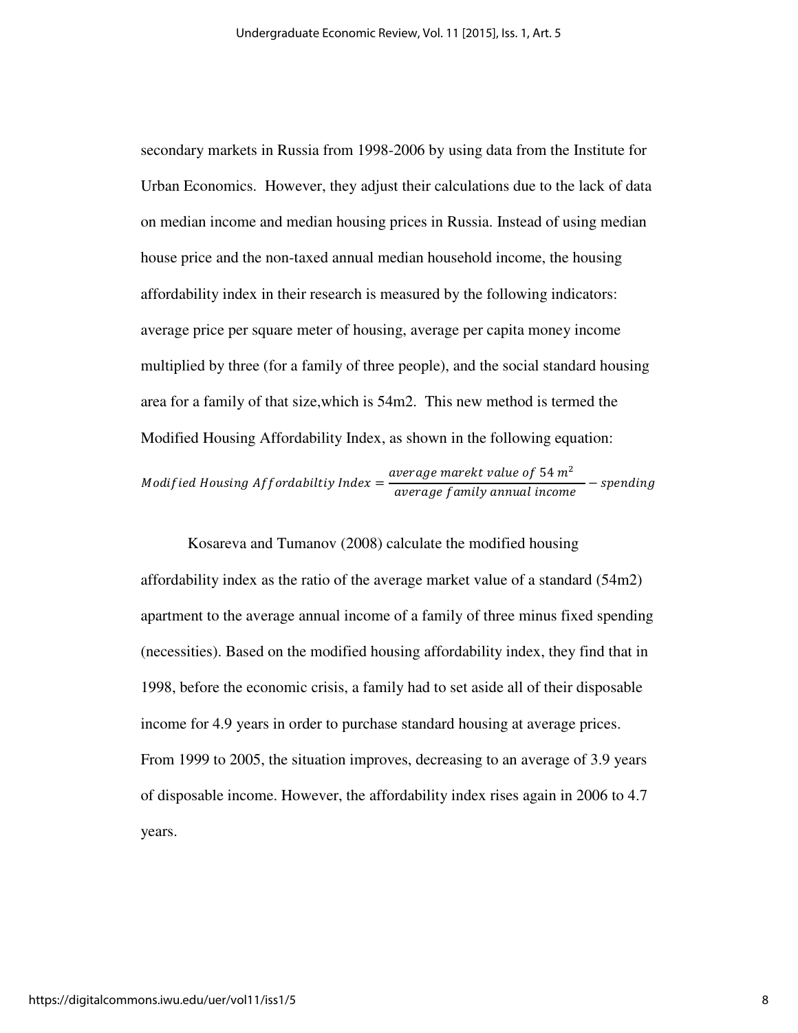secondary markets in Russia from 1998-2006 by using data from the Institute for Urban Economics. However, they adjust their calculations due to the lack of data on median income and median housing prices in Russia. Instead of using median house price and the non-taxed annual median household income, the housing affordability index in their research is measured by the following indicators: average price per square meter of housing, average per capita money income multiplied by three (for a family of three people), and the social standard housing area for a family of that size,which is 54m2. This new method is termed the Modified Housing Affordability Index, as shown in the following equation:

$$Modified\ Housing\ Affordabiltiy\ Index = \frac{average\ marekt\ value\ of\ 54\ m^2}{average\ family\ annual\ income} - spending$$

Kosareva and Tumanov (2008) calculate the modified housing affordability index as the ratio of the average market value of a standard (54m2) apartment to the average annual income of a family of three minus fixed spending (necessities). Based on the modified housing affordability index, they find that in 1998, before the economic crisis, a family had to set aside all of their disposable income for 4.9 years in order to purchase standard housing at average prices. From 1999 to 2005, the situation improves, decreasing to an average of 3.9 years of disposable income. However, the affordability index rises again in 2006 to 4.7 years.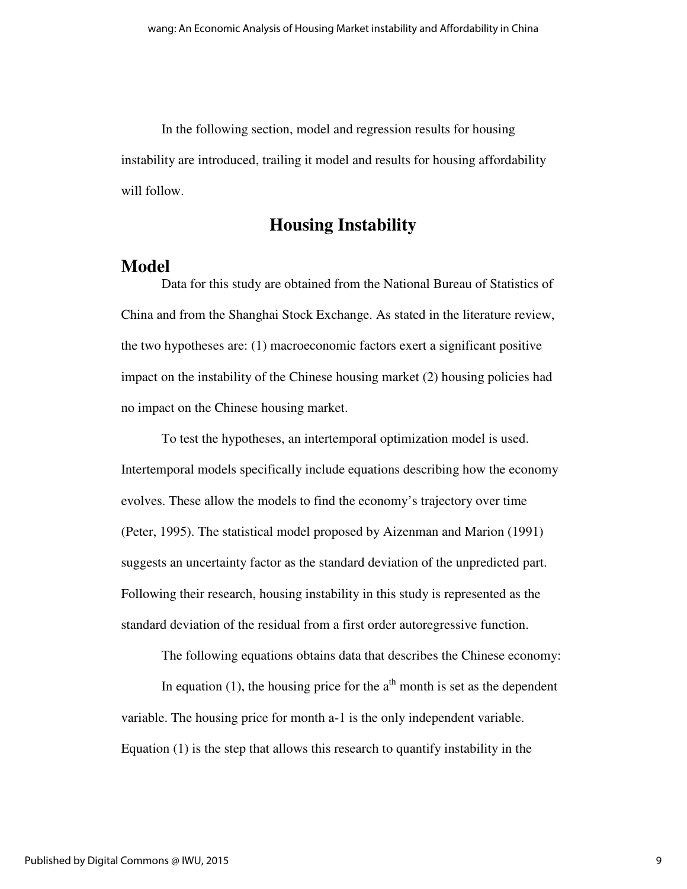In the following section, model and regression results for housing instability are introduced, trailing it model and results for housing affordability will follow.

## Housing Instability

### Model

Data for this study are obtained from the National Bureau of Statistics of China and from the Shanghai Stock Exchange. As stated in the literature review, the two hypotheses are: (1) macroeconomic factors exert a significant positive impact on the instability of the Chinese housing market (2) housing policies had no impact on the Chinese housing market.

To test the hypotheses, an intertemporal optimization model is used. Intertemporal models specifically include equations describing how the economy evolves. These allow the models to find the economy's trajectory over time (Peter, 1995). The statistical model proposed by Aizenman and Marion (1991) suggests an uncertainty factor as the standard deviation of the unpredicted part. Following their research, housing instability in this study is represented as the standard deviation of the residual from a first order autoregressive function.

The following equations obtains data that describes the Chinese economy:

In equation (1), the housing price for the $a^{th}$ month is set as the dependent variable. The housing price for month a-1 is the only independent variable. Equation (1) is the step that allows this research to quantify instability in the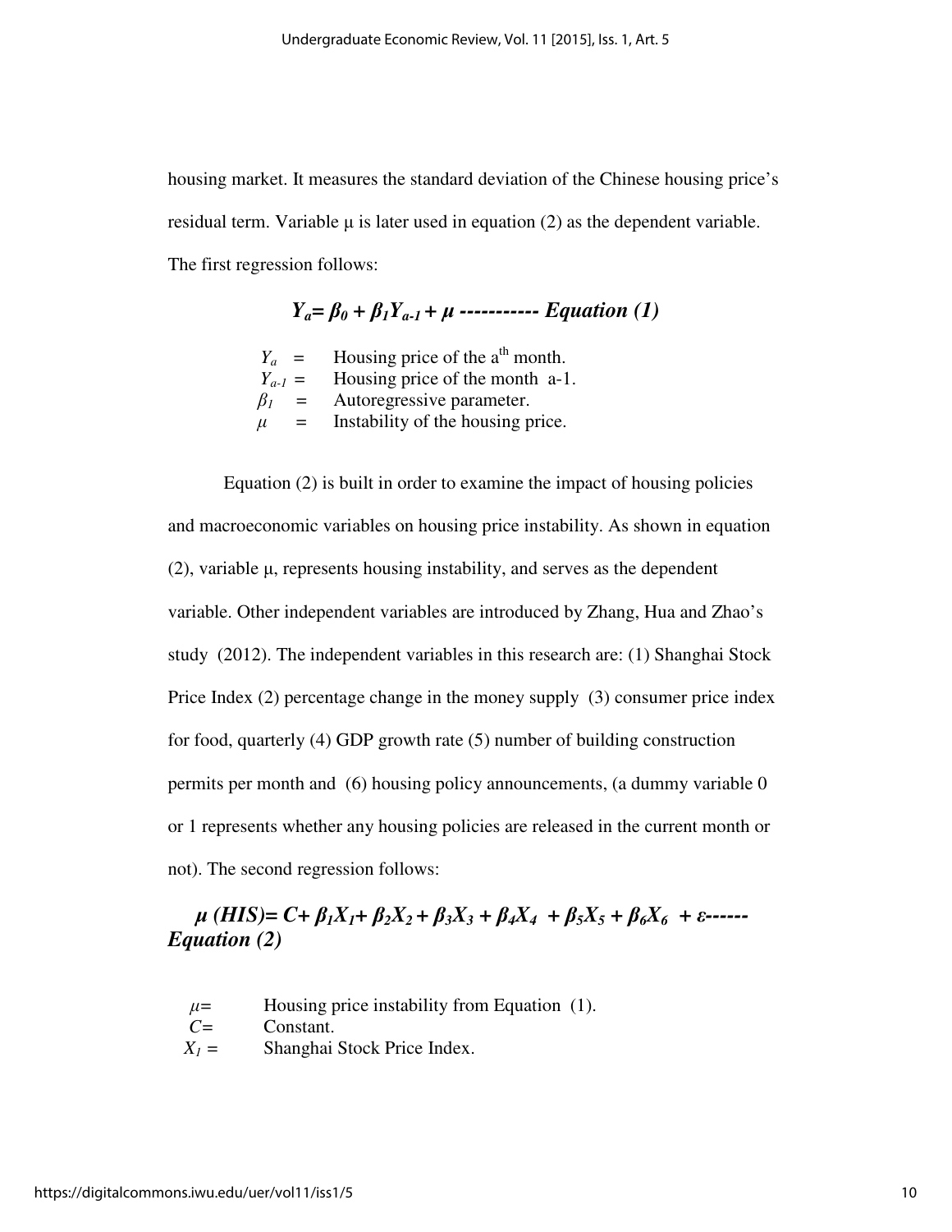housing market. It measures the standard deviation of the Chinese housing price's residual term. Variable μ is later used in equation (2) as the dependent variable. The first regression follows:

$$Y_a = \beta_0 + \beta_1 Y_{a-1} + \mu \text{ ----------- Equation (1)}$$

| | | |
|---|---|---|
| $Y_a$ | = | Housing price of the a[th] month. |
| $Y_{a-1}$ | = | Housing price of the month a-1. |
| $\beta_1$ | = | Autoregressive parameter. |
| $\mu$ | = | Instability of the housing price. |

Equation (2) is built in order to examine the impact of housing policies and macroeconomic variables on housing price instability. As shown in equation (2), variable μ, represents housing instability, and serves as the dependent variable. Other independent variables are introduced by Zhang, Hua and Zhao's study (2012). The independent variables in this research are: (1) Shanghai Stock Price Index (2) percentage change in the money supply (3) consumer price index for food, quarterly (4) GDP growth rate (5) number of building construction permits per month and (6) housing policy announcements, (a dummy variable 0 or 1 represents whether any housing policies are released in the current month or not). The second regression follows:

$$\mu\ (HIS) = C + \beta_1 X_1 + \beta_2 X_2 + \beta_3 X_3 + \beta_4 X_4 + \beta_5 X_5 + \beta_6 X_6 + \varepsilon \text{------ Equation (2)}$$

| | |
|---|---|
| $\mu =$ | Housing price instability from Equation (1). |
| $C =$ | Constant. |
| $X_1 =$ | Shanghai Stock Price Index. |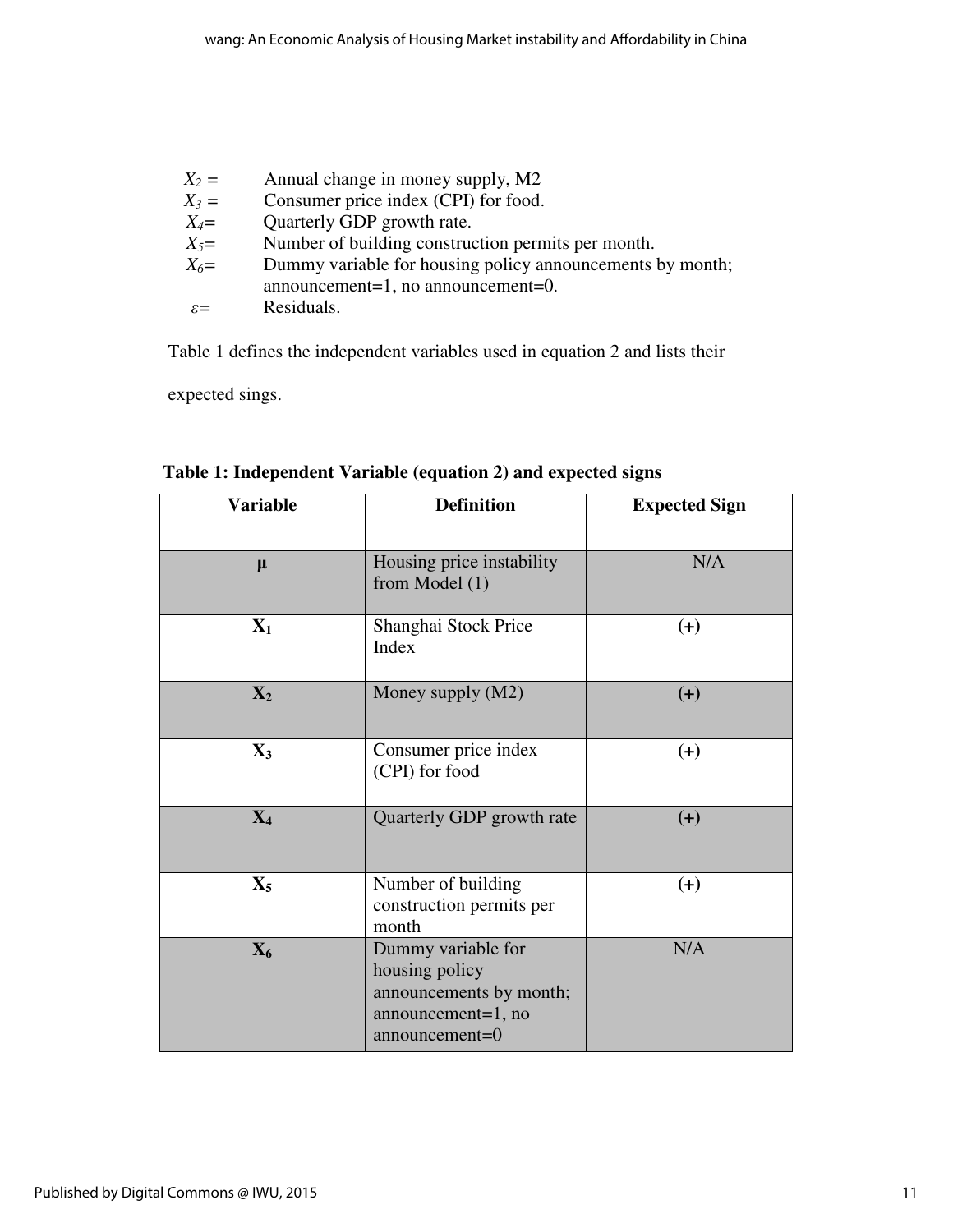$X_2$ = Annual change in money supply, M2
$X_3$ = Consumer price index (CPI) for food.
$X_4$= Quarterly GDP growth rate.
$X_5$= Number of building construction permits per month.
$X_6$= Dummy variable for housing policy announcements by month; announcement=1, no announcement=0.
$\varepsilon$= Residuals.

Table 1 defines the independent variables used in equation 2 and lists their expected sings.

**Table 1: Independent Variable (equation 2) and expected signs**

| Variable | Definition | Expected Sign |
|---|---|---|
| **μ** | Housing price instability from Model (1) | N/A |
| **$X_1$** | Shanghai Stock Price Index | (+) |
| **$X_2$** | Money supply (M2) | (+) |
| **$X_3$** | Consumer price index (CPI) for food | (+) |
| **$X_4$** | Quarterly GDP growth rate | (+) |
| **$X_5$** | Number of building construction permits per month | (+) |
| **$X_6$** | Dummy variable for housing policy announcements by month; announcement=1, no announcement=0 | N/A |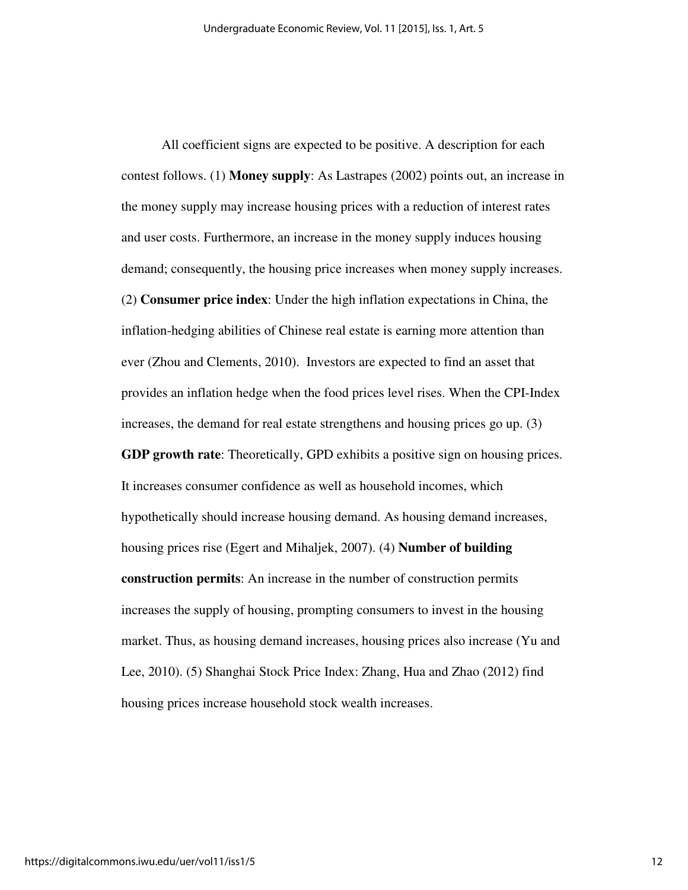All coefficient signs are expected to be positive. A description for each contest follows. (1) **Money supply**: As Lastrapes (2002) points out, an increase in the money supply may increase housing prices with a reduction of interest rates and user costs. Furthermore, an increase in the money supply induces housing demand; consequently, the housing price increases when money supply increases. (2) **Consumer price index**: Under the high inflation expectations in China, the inflation-hedging abilities of Chinese real estate is earning more attention than ever (Zhou and Clements, 2010). Investors are expected to find an asset that provides an inflation hedge when the food prices level rises. When the CPI-Index increases, the demand for real estate strengthens and housing prices go up. (3) **GDP growth rate**: Theoretically, GPD exhibits a positive sign on housing prices. It increases consumer confidence as well as household incomes, which hypothetically should increase housing demand. As housing demand increases, housing prices rise (Egert and Mihaljek, 2007). (4) **Number of building construction permits**: An increase in the number of construction permits increases the supply of housing, prompting consumers to invest in the housing market. Thus, as housing demand increases, housing prices also increase (Yu and Lee, 2010). (5) Shanghai Stock Price Index: Zhang, Hua and Zhao (2012) find housing prices increase household stock wealth increases.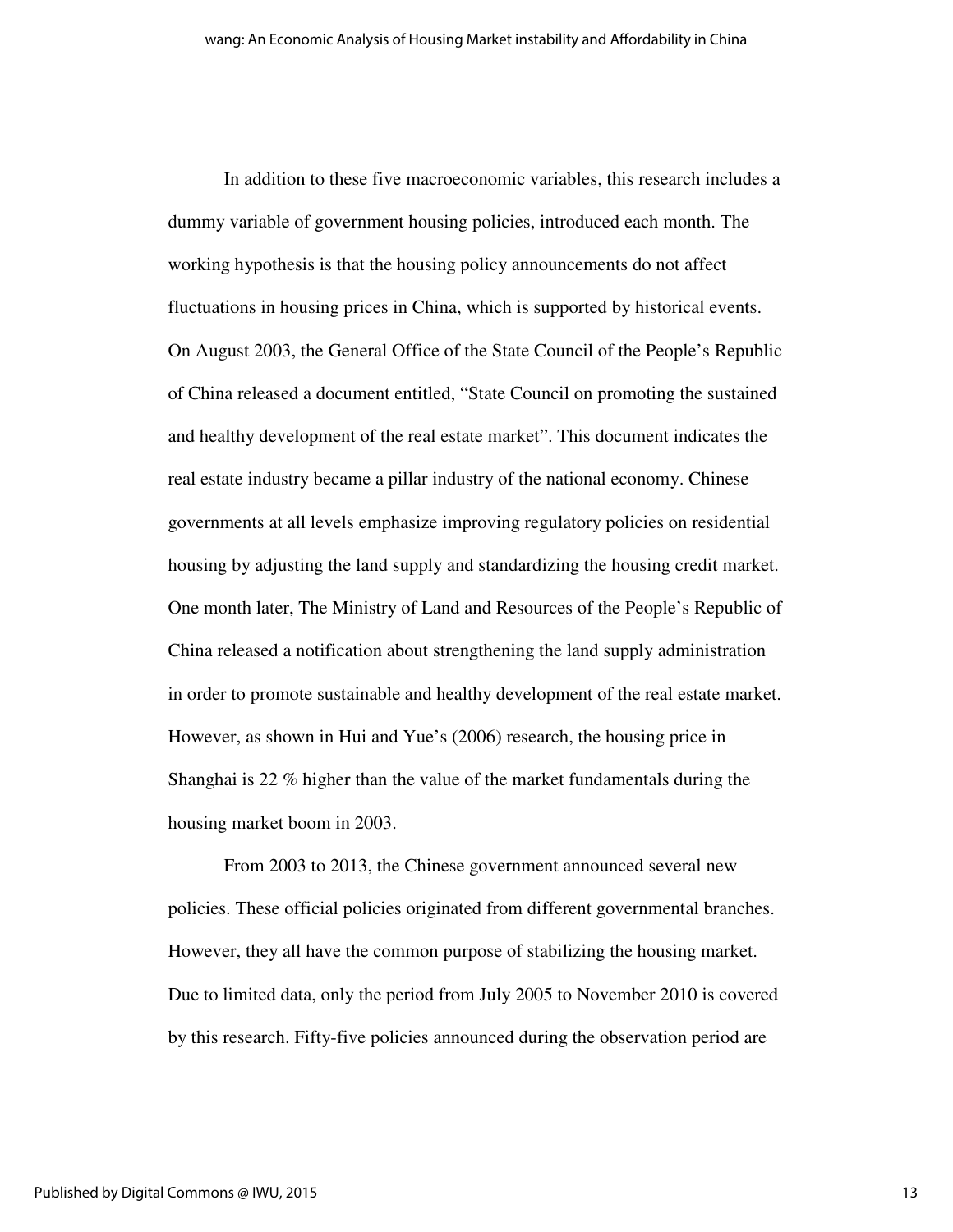In addition to these five macroeconomic variables, this research includes a dummy variable of government housing policies, introduced each month. The working hypothesis is that the housing policy announcements do not affect fluctuations in housing prices in China, which is supported by historical events. On August 2003, the General Office of the State Council of the People's Republic of China released a document entitled, "State Council on promoting the sustained and healthy development of the real estate market". This document indicates the real estate industry became a pillar industry of the national economy. Chinese governments at all levels emphasize improving regulatory policies on residential housing by adjusting the land supply and standardizing the housing credit market. One month later, The Ministry of Land and Resources of the People's Republic of China released a notification about strengthening the land supply administration in order to promote sustainable and healthy development of the real estate market. However, as shown in Hui and Yue's (2006) research, the housing price in Shanghai is 22 % higher than the value of the market fundamentals during the housing market boom in 2003.

From 2003 to 2013, the Chinese government announced several new policies. These official policies originated from different governmental branches. However, they all have the common purpose of stabilizing the housing market. Due to limited data, only the period from July 2005 to November 2010 is covered by this research. Fifty-five policies announced during the observation period are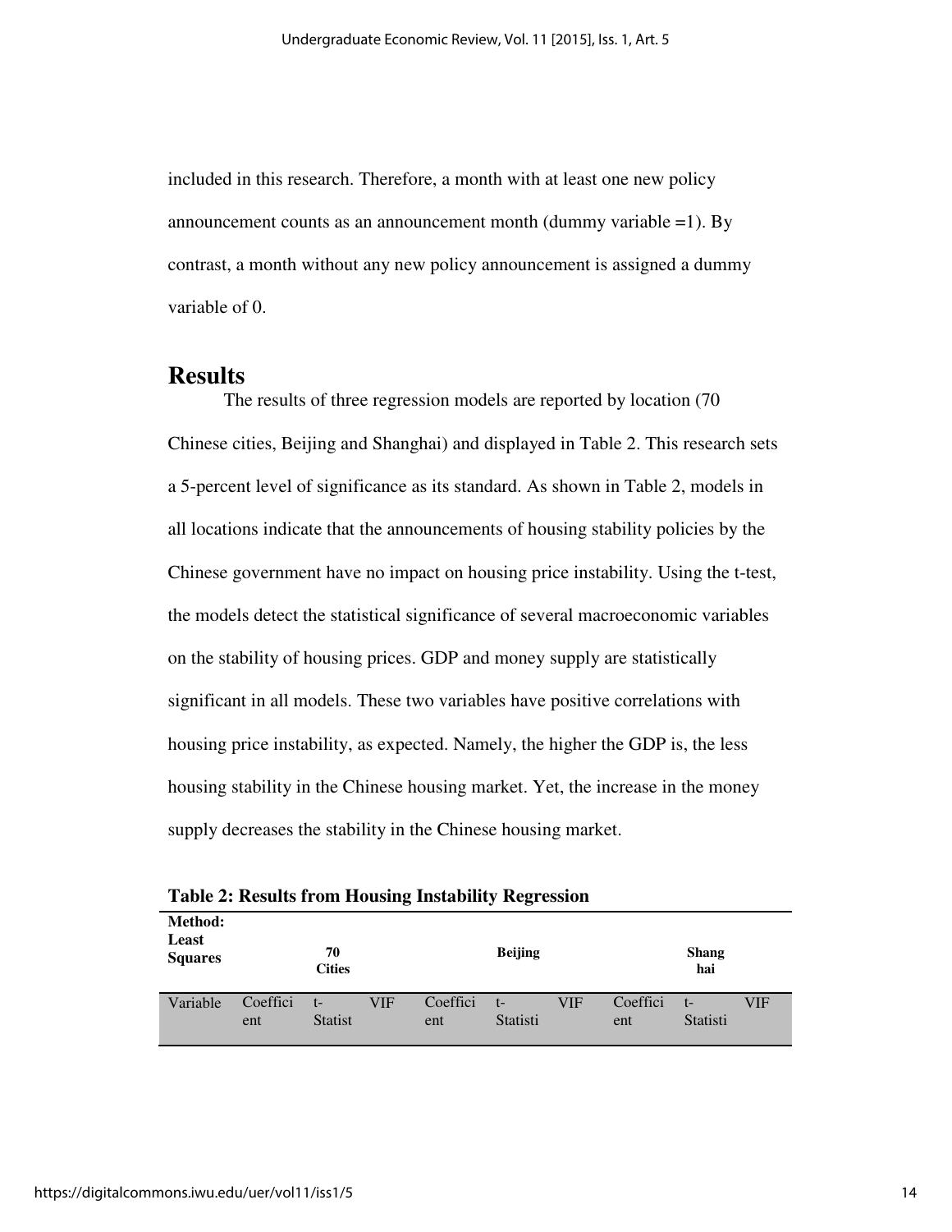included in this research. Therefore, a month with at least one new policy announcement counts as an announcement month (dummy variable =1). By contrast, a month without any new policy announcement is assigned a dummy variable of 0.

## Results

The results of three regression models are reported by location (70 Chinese cities, Beijing and Shanghai) and displayed in Table 2. This research sets a 5-percent level of significance as its standard. As shown in Table 2, models in all locations indicate that the announcements of housing stability policies by the Chinese government have no impact on housing price instability. Using the t-test, the models detect the statistical significance of several macroeconomic variables on the stability of housing prices. GDP and money supply are statistically significant in all models. These two variables have positive correlations with housing price instability, as expected. Namely, the higher the GDP is, the less housing stability in the Chinese housing market. Yet, the increase in the money supply decreases the stability in the Chinese housing market.

**Table 2: Results from Housing Instability Regression**

| **Method: Least Squares** | | **70 Cities** | | | **Beijing** | | | **Shanghai** | |
|---|---|---|---|---|---|---|---|---|---|
| Variable | Coefficient | t-Statist | VIF | Coefficient | t-Statisti | VIF | Coefficient | t-Statisti | VIF |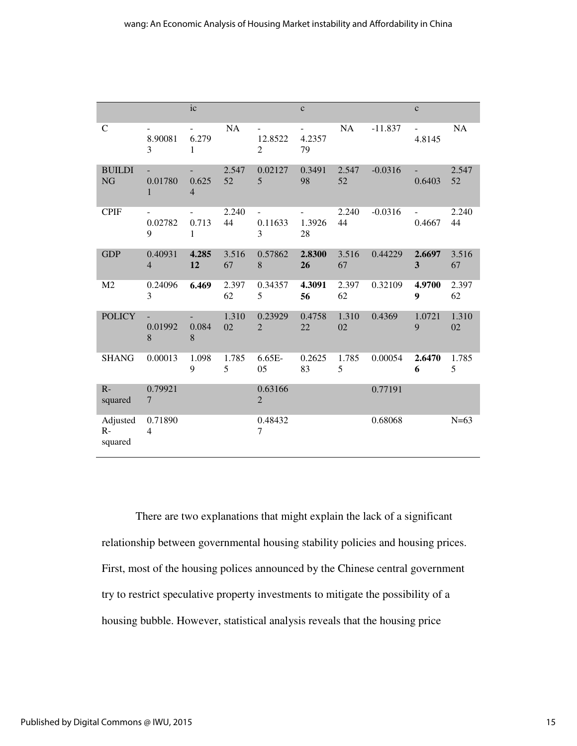| | | ic | | | c | | | c | |
|---|---|---|---|---|---|---|---|---|---|
| C | -8.900813 | -6.2791 | NA | -12.85222 | -4.235779 | NA | -11.837 | -4.8145 | NA |
| BUILDING | -0.017801 | -0.6254 | 2.54752 | 0.021275 | 0.349198 | 2.54752 | -0.0316 | -0.6403 | 2.54752 |
| CPIF | -0.027829 | -0.7131 | 2.24044 | -0.116333 | -1.392628 | 2.24044 | -0.0316 | -0.4667 | 2.24044 |
| GDP | 0.409314 | **4.28512** | 3.51667 | 0.578628 | **2.830026** | 3.51667 | 0.44229 | **2.66973** | 3.51667 |
| M2 | 0.240963 | **6.469** | 2.39762 | 0.343575 | **4.309156** | 2.39762 | 0.32109 | **4.97009** | 2.39762 |
| POLICY | -0.019928 | -0.0848 | 1.31002 | 0.239292 | 0.475822 | 1.31002 | 0.4369 | 1.07219 | 1.31002 |
| SHANG | 0.00013 | 1.0989 | 1.7855 | 6.65E-05 | 0.262583 | 1.7855 | 0.00054 | **2.64706** | 1.7855 |
| R-squared | 0.799217 | | | 0.631662 | | | 0.77191 | | |
| Adjusted R-squared | 0.718904 | | | 0.484327 | | | 0.68068 | | N=63 |

There are two explanations that might explain the lack of a significant relationship between governmental housing stability policies and housing prices. First, most of the housing polices announced by the Chinese central government try to restrict speculative property investments to mitigate the possibility of a housing bubble. However, statistical analysis reveals that the housing price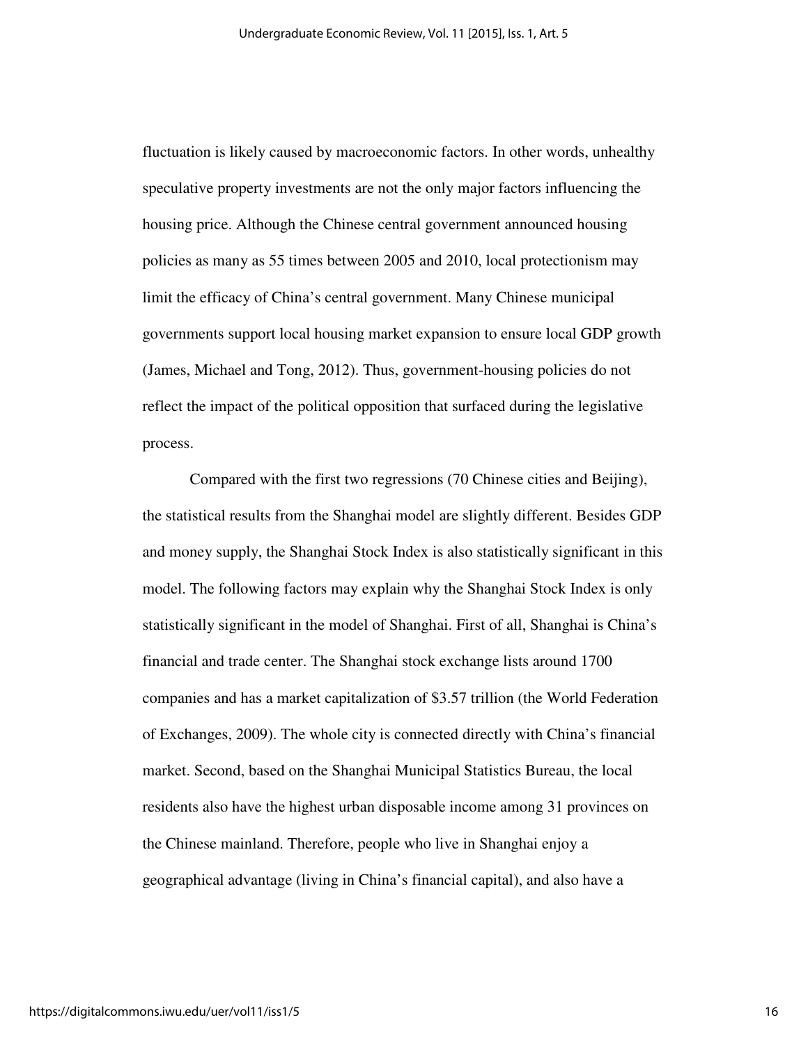fluctuation is likely caused by macroeconomic factors. In other words, unhealthy speculative property investments are not the only major factors influencing the housing price. Although the Chinese central government announced housing policies as many as 55 times between 2005 and 2010, local protectionism may limit the efficacy of China's central government. Many Chinese municipal governments support local housing market expansion to ensure local GDP growth (James, Michael and Tong, 2012). Thus, government-housing policies do not reflect the impact of the political opposition that surfaced during the legislative process.

Compared with the first two regressions (70 Chinese cities and Beijing), the statistical results from the Shanghai model are slightly different. Besides GDP and money supply, the Shanghai Stock Index is also statistically significant in this model. The following factors may explain why the Shanghai Stock Index is only statistically significant in the model of Shanghai. First of all, Shanghai is China's financial and trade center. The Shanghai stock exchange lists around 1700 companies and has a market capitalization of $3.57 trillion (the World Federation of Exchanges, 2009). The whole city is connected directly with China's financial market. Second, based on the Shanghai Municipal Statistics Bureau, the local residents also have the highest urban disposable income among 31 provinces on the Chinese mainland. Therefore, people who live in Shanghai enjoy a geographical advantage (living in China's financial capital), and also have a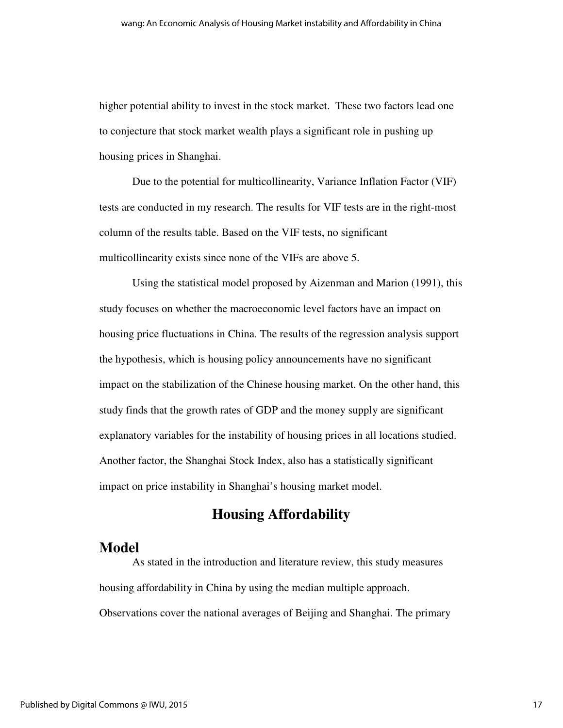higher potential ability to invest in the stock market. These two factors lead one to conjecture that stock market wealth plays a significant role in pushing up housing prices in Shanghai.

Due to the potential for multicollinearity, Variance Inflation Factor (VIF) tests are conducted in my research. The results for VIF tests are in the right-most column of the results table. Based on the VIF tests, no significant multicollinearity exists since none of the VIFs are above 5.

Using the statistical model proposed by Aizenman and Marion (1991), this study focuses on whether the macroeconomic level factors have an impact on housing price fluctuations in China. The results of the regression analysis support the hypothesis, which is housing policy announcements have no significant impact on the stabilization of the Chinese housing market. On the other hand, this study finds that the growth rates of GDP and the money supply are significant explanatory variables for the instability of housing prices in all locations studied. Another factor, the Shanghai Stock Index, also has a statistically significant impact on price instability in Shanghai's housing market model.

## Housing Affordability

### Model

As stated in the introduction and literature review, this study measures housing affordability in China by using the median multiple approach. Observations cover the national averages of Beijing and Shanghai. The primary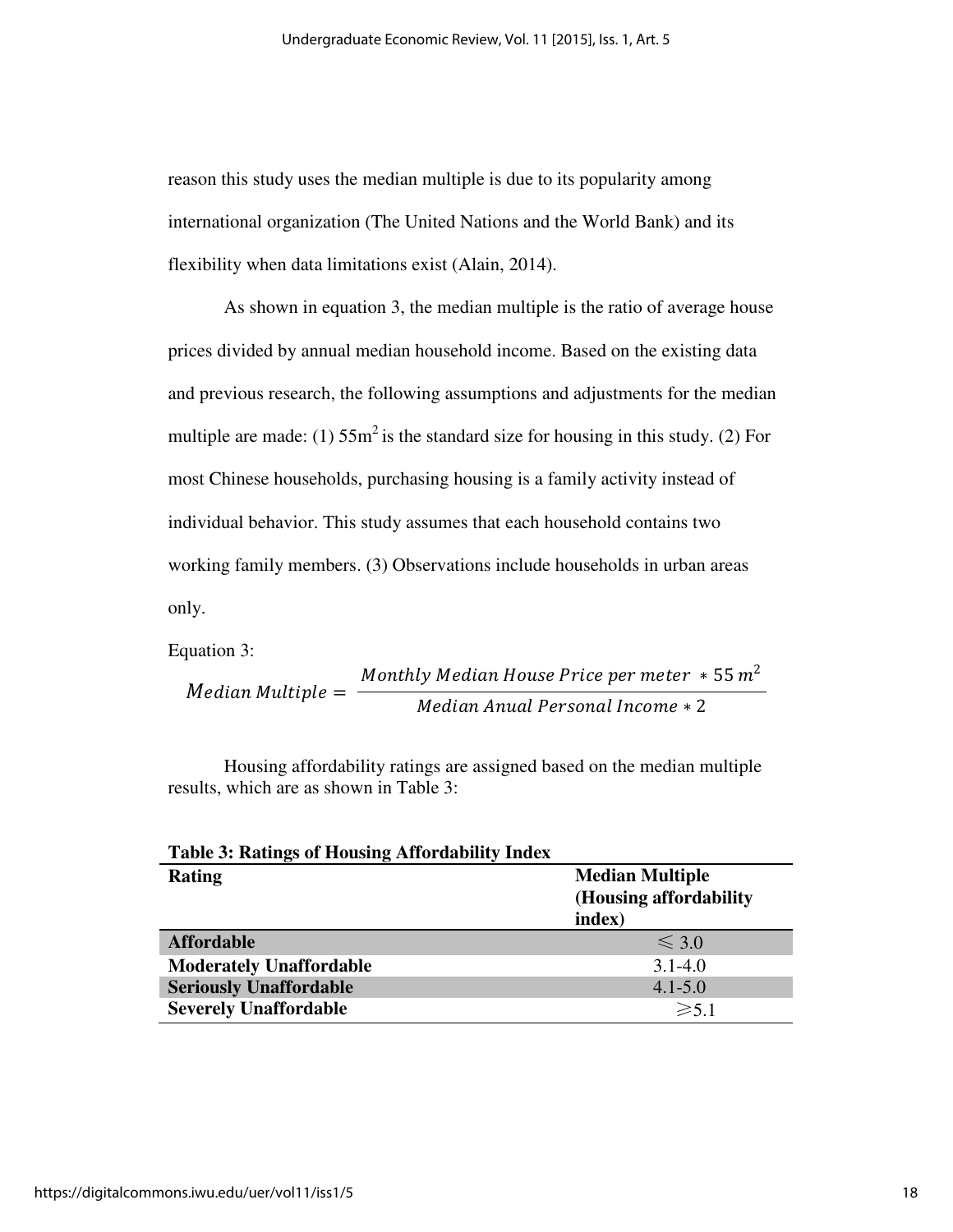reason this study uses the median multiple is due to its popularity among international organization (The United Nations and the World Bank) and its flexibility when data limitations exist (Alain, 2014).

As shown in equation 3, the median multiple is the ratio of average house prices divided by annual median household income. Based on the existing data and previous research, the following assumptions and adjustments for the median multiple are made: (1) $55m^2$ is the standard size for housing in this study. (2) For most Chinese households, purchasing housing is a family activity instead of individual behavior. This study assumes that each household contains two working family members. (3) Observations include households in urban areas only.

Equation 3:

$$Median\ Multiple = \frac{Monthly\ Median\ House\ Price\ per\ meter\ * 55\ m^2}{Median\ Anual\ Personal\ Income * 2}$$

Housing affordability ratings are assigned based on the median multiple results, which are as shown in Table 3:

**Table 3: Ratings of Housing Affordability Index**

| Rating | Median Multiple (Housing affordability index) |
|---|---|
| **Affordable** | ≤ 3.0 |
| **Moderately Unaffordable** | 3.1-4.0 |
| **Seriously Unaffordable** | 4.1-5.0 |
| **Severely Unaffordable** | ≥5.1 |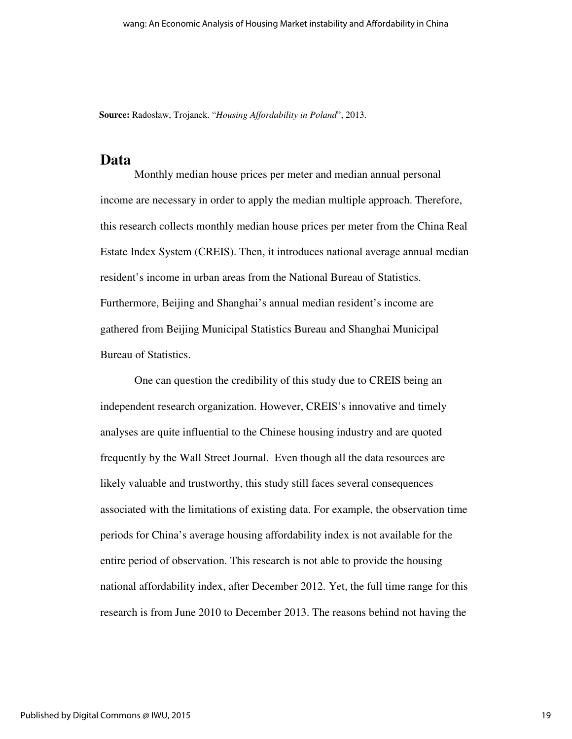**Source:** Radosław, Trojanek. "*Housing Affordability in Poland*", 2013.

## Data

Monthly median house prices per meter and median annual personal income are necessary in order to apply the median multiple approach. Therefore, this research collects monthly median house prices per meter from the China Real Estate Index System (CREIS). Then, it introduces national average annual median resident's income in urban areas from the National Bureau of Statistics. Furthermore, Beijing and Shanghai's annual median resident's income are gathered from Beijing Municipal Statistics Bureau and Shanghai Municipal Bureau of Statistics.

One can question the credibility of this study due to CREIS being an independent research organization. However, CREIS's innovative and timely analyses are quite influential to the Chinese housing industry and are quoted frequently by the Wall Street Journal. Even though all the data resources are likely valuable and trustworthy, this study still faces several consequences associated with the limitations of existing data. For example, the observation time periods for China's average housing affordability index is not available for the entire period of observation. This research is not able to provide the housing national affordability index, after December 2012. Yet, the full time range for this research is from June 2010 to December 2013. The reasons behind not having the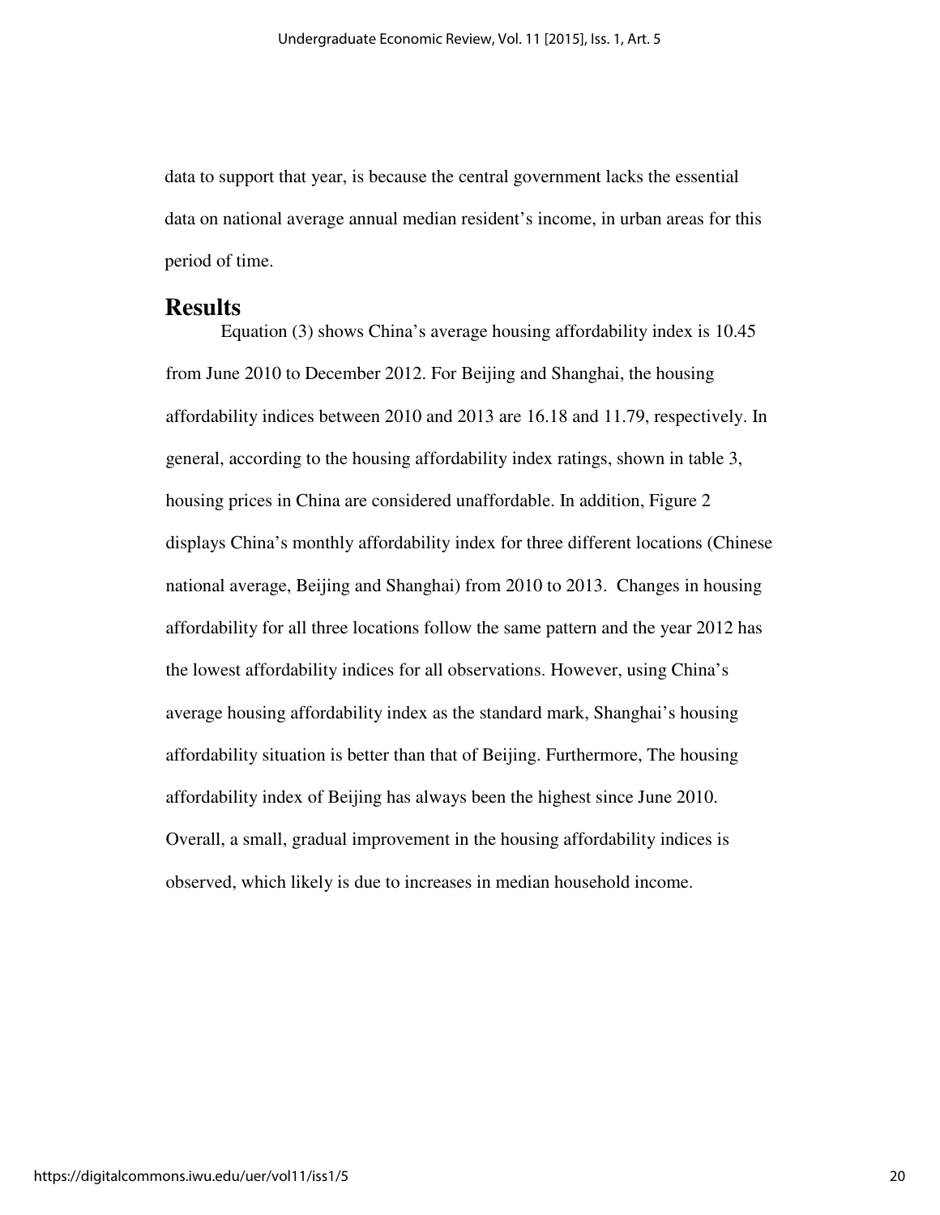data to support that year, is because the central government lacks the essential data on national average annual median resident's income, in urban areas for this period of time.

## Results

Equation (3) shows China's average housing affordability index is 10.45 from June 2010 to December 2012. For Beijing and Shanghai, the housing affordability indices between 2010 and 2013 are 16.18 and 11.79, respectively. In general, according to the housing affordability index ratings, shown in table 3, housing prices in China are considered unaffordable. In addition, Figure 2 displays China's monthly affordability index for three different locations (Chinese national average, Beijing and Shanghai) from 2010 to 2013. Changes in housing affordability for all three locations follow the same pattern and the year 2012 has the lowest affordability indices for all observations. However, using China's average housing affordability index as the standard mark, Shanghai's housing affordability situation is better than that of Beijing. Furthermore, The housing affordability index of Beijing has always been the highest since June 2010. Overall, a small, gradual improvement in the housing affordability indices is observed, which likely is due to increases in median household income.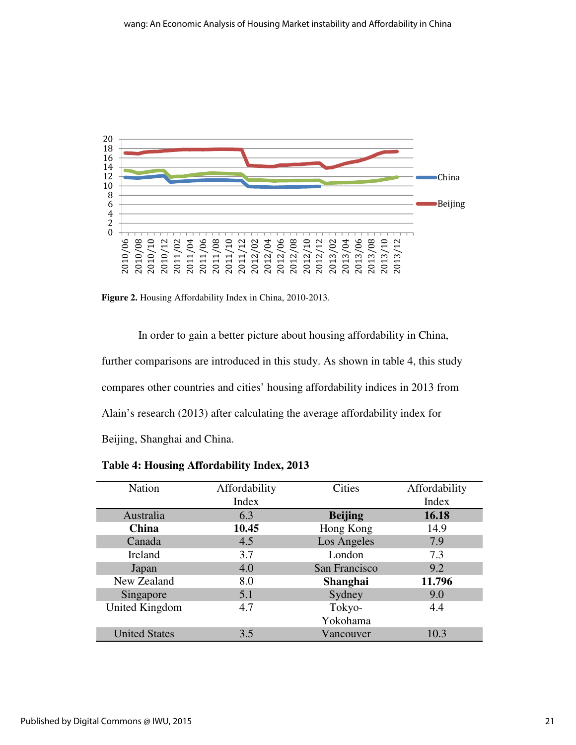Figure 2. Housing Affordability Index in China, 2010-2013.

In order to gain a better picture about housing affordability in China, further comparisons are introduced in this study. As shown in table 4, this study compares other countries and cities' housing affordability indices in 2013 from Alain's research (2013) after calculating the average affordability index for Beijing, Shanghai and China.

**Table 4: Housing Affordability Index, 2013**

| Nation | Affordability Index | Cities | Affordability Index |
|---|---|---|---|
| Australia | 6.3 | **Beijing** | **16.18** |
| **China** | **10.45** | Hong Kong | 14.9 |
| Canada | 4.5 | Los Angeles | 7.9 |
| Ireland | 3.7 | London | 7.3 |
| Japan | 4.0 | San Francisco | 9.2 |
| New Zealand | 8.0 | **Shanghai** | **11.796** |
| Singapore | 5.1 | Sydney | 9.0 |
| United Kingdom | 4.7 | Tokyo-Yokohama | 4.4 |
| United States | 3.5 | Vancouver | 10.3 |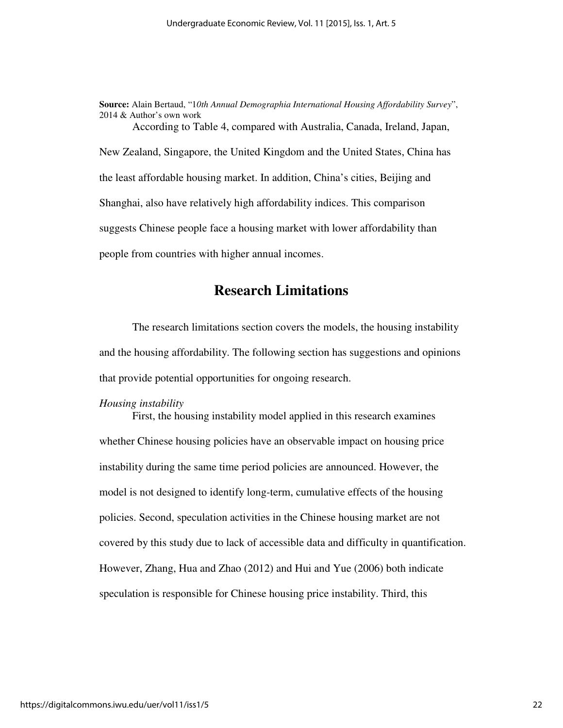**Source:** Alain Bertaud, "1*0th Annual Demographia International Housing Affordability Survey*", 2014 & Author's own work

According to Table 4, compared with Australia, Canada, Ireland, Japan, New Zealand, Singapore, the United Kingdom and the United States, China has the least affordable housing market. In addition, China's cities, Beijing and Shanghai, also have relatively high affordability indices. This comparison suggests Chinese people face a housing market with lower affordability than people from countries with higher annual incomes.

## Research Limitations

The research limitations section covers the models, the housing instability and the housing affordability. The following section has suggestions and opinions that provide potential opportunities for ongoing research.

*Housing instability*

First, the housing instability model applied in this research examines whether Chinese housing policies have an observable impact on housing price instability during the same time period policies are announced. However, the model is not designed to identify long-term, cumulative effects of the housing policies. Second, speculation activities in the Chinese housing market are not covered by this study due to lack of accessible data and difficulty in quantification. However, Zhang, Hua and Zhao (2012) and Hui and Yue (2006) both indicate speculation is responsible for Chinese housing price instability. Third, this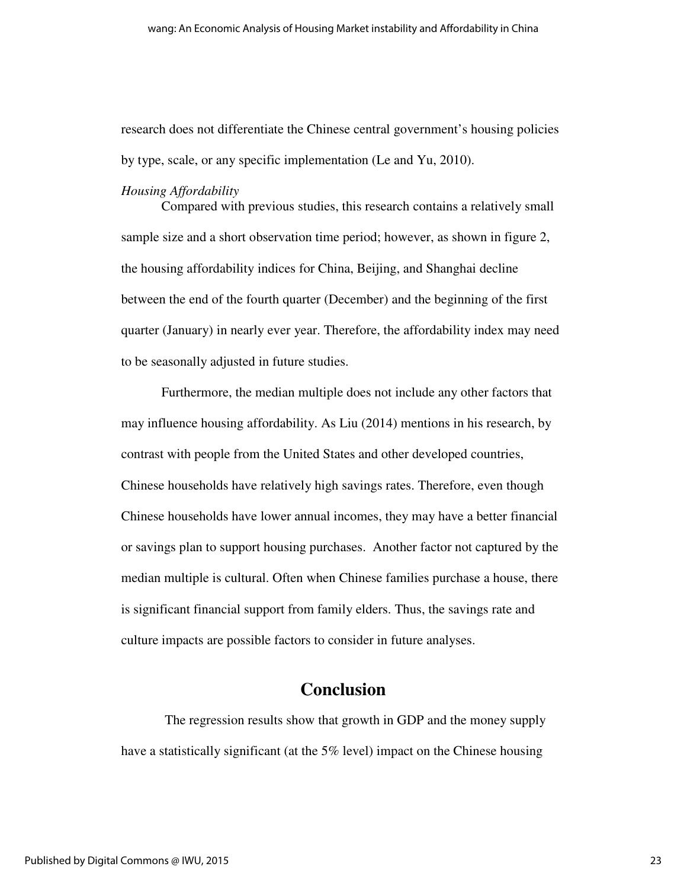research does not differentiate the Chinese central government's housing policies by type, scale, or any specific implementation (Le and Yu, 2010).

*Housing Affordability*

Compared with previous studies, this research contains a relatively small sample size and a short observation time period; however, as shown in figure 2, the housing affordability indices for China, Beijing, and Shanghai decline between the end of the fourth quarter (December) and the beginning of the first quarter (January) in nearly ever year. Therefore, the affordability index may need to be seasonally adjusted in future studies.

Furthermore, the median multiple does not include any other factors that may influence housing affordability. As Liu (2014) mentions in his research, by contrast with people from the United States and other developed countries, Chinese households have relatively high savings rates. Therefore, even though Chinese households have lower annual incomes, they may have a better financial or savings plan to support housing purchases. Another factor not captured by the median multiple is cultural. Often when Chinese families purchase a house, there is significant financial support from family elders. Thus, the savings rate and culture impacts are possible factors to consider in future analyses.

## Conclusion

The regression results show that growth in GDP and the money supply have a statistically significant (at the 5% level) impact on the Chinese housing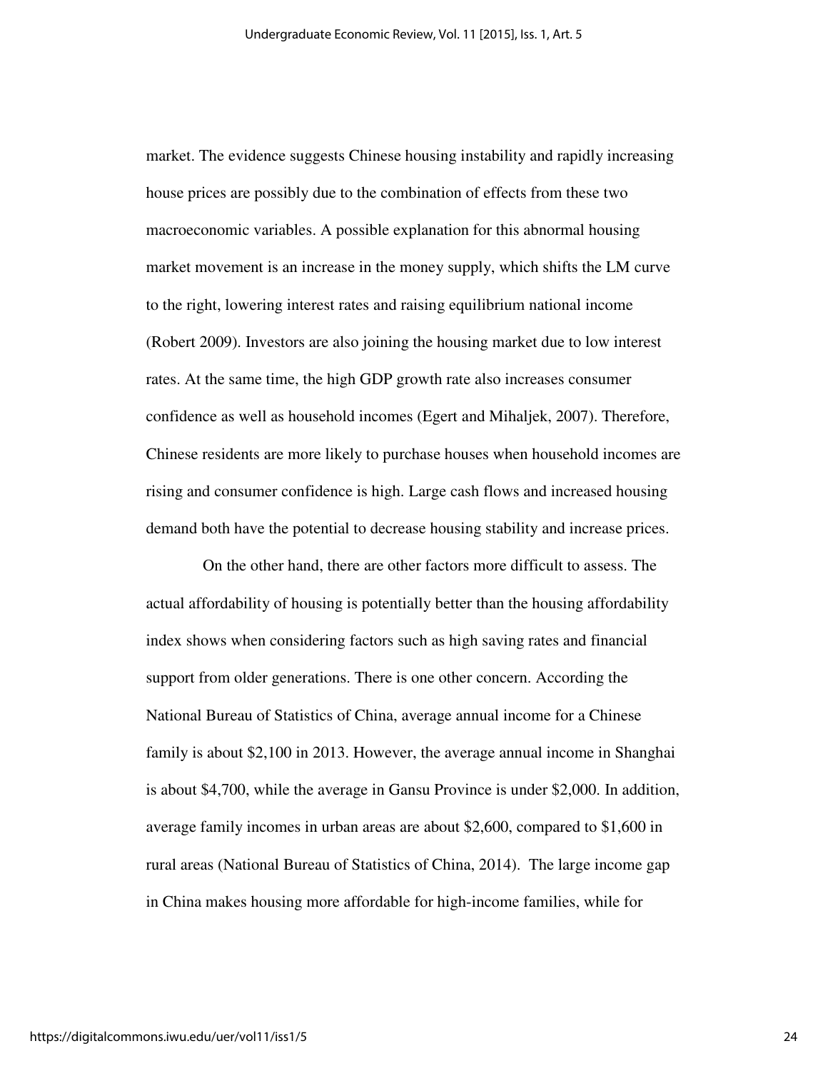market. The evidence suggests Chinese housing instability and rapidly increasing house prices are possibly due to the combination of effects from these two macroeconomic variables. A possible explanation for this abnormal housing market movement is an increase in the money supply, which shifts the LM curve to the right, lowering interest rates and raising equilibrium national income (Robert 2009). Investors are also joining the housing market due to low interest rates. At the same time, the high GDP growth rate also increases consumer confidence as well as household incomes (Egert and Mihaljek, 2007). Therefore, Chinese residents are more likely to purchase houses when household incomes are rising and consumer confidence is high. Large cash flows and increased housing demand both have the potential to decrease housing stability and increase prices.

On the other hand, there are other factors more difficult to assess. The actual affordability of housing is potentially better than the housing affordability index shows when considering factors such as high saving rates and financial support from older generations. There is one other concern. According the National Bureau of Statistics of China, average annual income for a Chinese family is about $2,100 in 2013. However, the average annual income in Shanghai is about $4,700, while the average in Gansu Province is under $2,000. In addition, average family incomes in urban areas are about $2,600, compared to $1,600 in rural areas (National Bureau of Statistics of China, 2014). The large income gap in China makes housing more affordable for high-income families, while for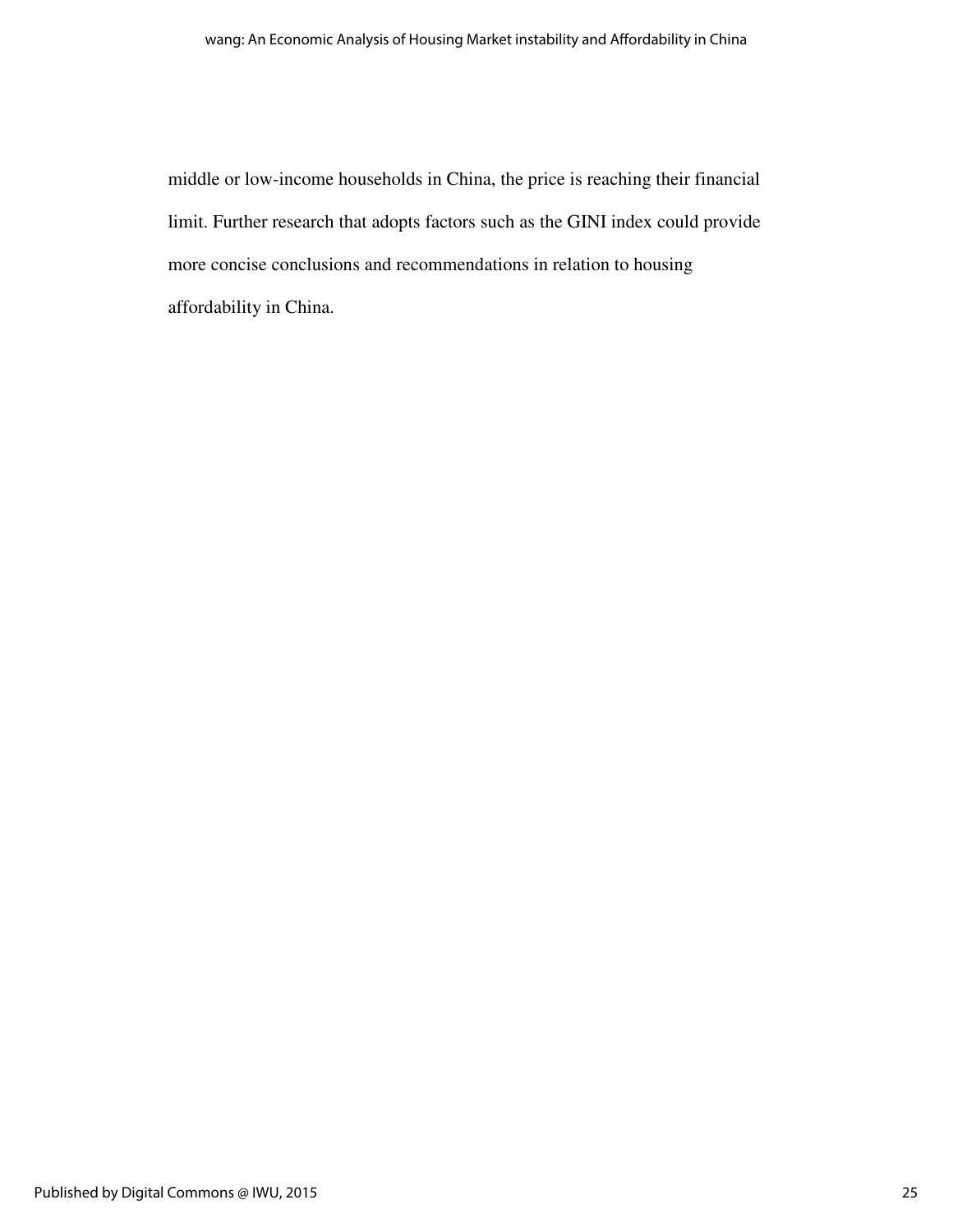middle or low-income households in China, the price is reaching their financial limit. Further research that adopts factors such as the GINI index could provide more concise conclusions and recommendations in relation to housing affordability in China.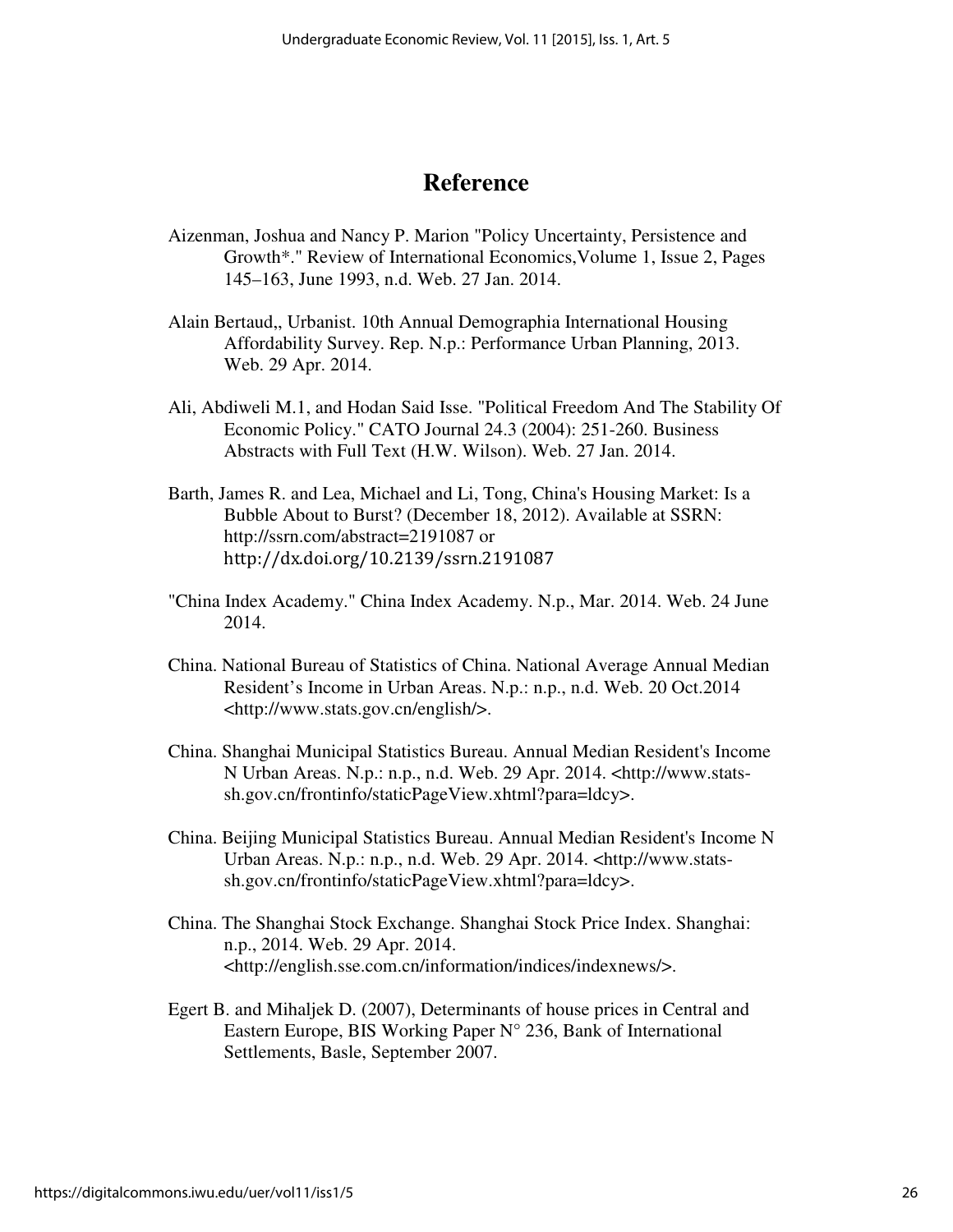# Reference

Aizenman, Joshua and Nancy P. Marion "Policy Uncertainty, Persistence and Growth*." Review of International Economics,Volume 1, Issue 2, Pages 145–163, June 1993, n.d. Web. 27 Jan. 2014.

Alain Bertaud,, Urbanist. 10th Annual Demographia International Housing Affordability Survey. Rep. N.p.: Performance Urban Planning, 2013. Web. 29 Apr. 2014.

Ali, Abdiweli M.1, and Hodan Said Isse. "Political Freedom And The Stability Of Economic Policy." CATO Journal 24.3 (2004): 251-260. Business Abstracts with Full Text (H.W. Wilson). Web. 27 Jan. 2014.

Barth, James R. and Lea, Michael and Li, Tong, China's Housing Market: Is a Bubble About to Burst? (December 18, 2012). Available at SSRN: http://ssrn.com/abstract=2191087 or http://dx.doi.org/10.2139/ssrn.2191087

"China Index Academy." China Index Academy. N.p., Mar. 2014. Web. 24 June 2014.

China. National Bureau of Statistics of China. National Average Annual Median Resident's Income in Urban Areas. N.p.: n.p., n.d. Web. 20 Oct.2014 <http://www.stats.gov.cn/english/>.

China. Shanghai Municipal Statistics Bureau. Annual Median Resident's Income N Urban Areas. N.p.: n.p., n.d. Web. 29 Apr. 2014. <http://www.stats-sh.gov.cn/frontinfo/staticPageView.xhtml?para=ldcy>.

China. Beijing Municipal Statistics Bureau. Annual Median Resident's Income N Urban Areas. N.p.: n.p., n.d. Web. 29 Apr. 2014. <http://www.stats-sh.gov.cn/frontinfo/staticPageView.xhtml?para=ldcy>.

China. The Shanghai Stock Exchange. Shanghai Stock Price Index. Shanghai: n.p., 2014. Web. 29 Apr. 2014. <http://english.sse.com.cn/information/indices/indexnews/>.

Egert B. and Mihaljek D. (2007), Determinants of house prices in Central and Eastern Europe, BIS Working Paper N° 236, Bank of International Settlements, Basle, September 2007.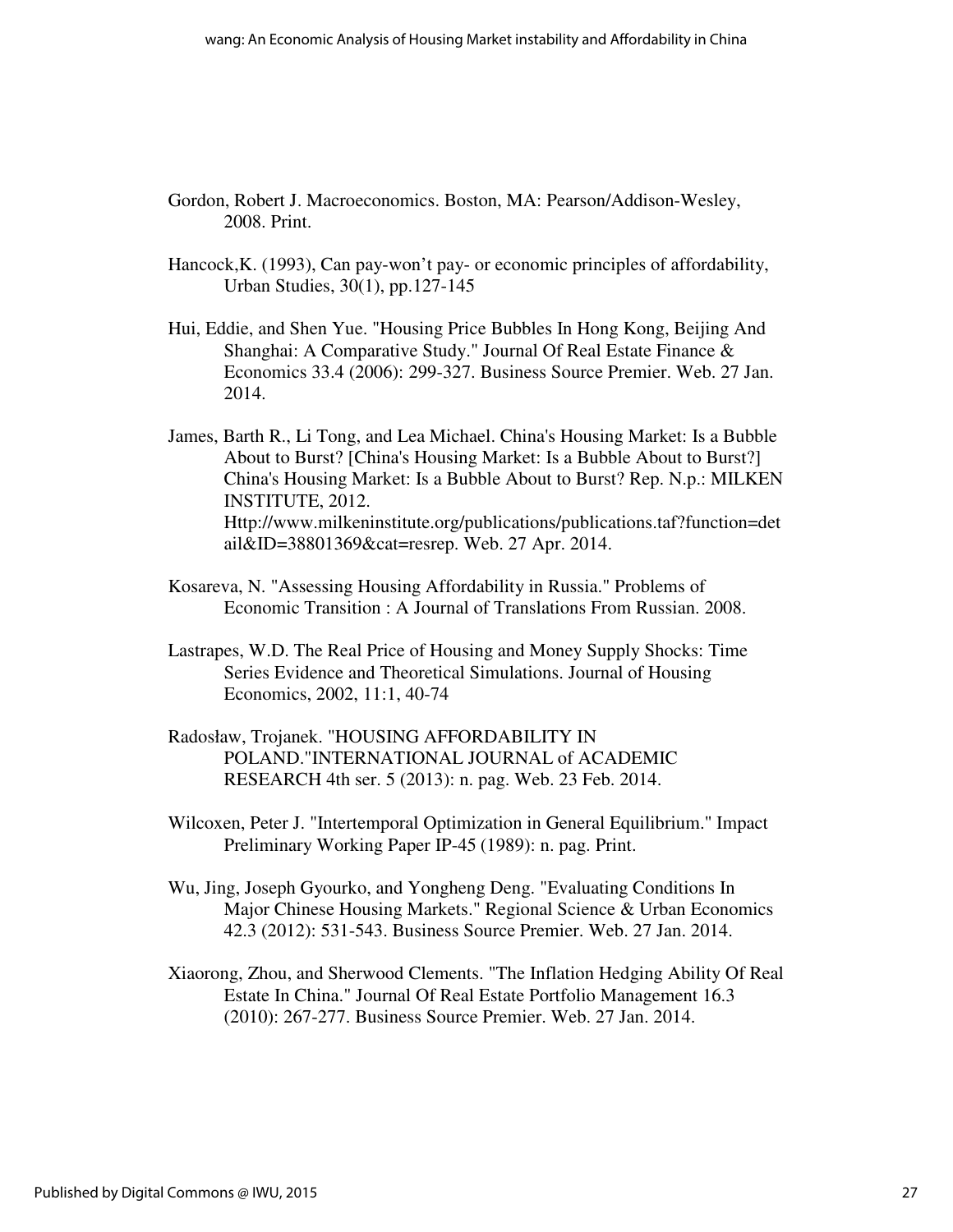Gordon, Robert J. Macroeconomics. Boston, MA: Pearson/Addison-Wesley, 2008. Print.

Hancock,K. (1993), Can pay-won't pay- or economic principles of affordability, Urban Studies, 30(1), pp.127-145

Hui, Eddie, and Shen Yue. "Housing Price Bubbles In Hong Kong, Beijing And Shanghai: A Comparative Study." Journal Of Real Estate Finance & Economics 33.4 (2006): 299-327. Business Source Premier. Web. 27 Jan. 2014.

James, Barth R., Li Tong, and Lea Michael. China's Housing Market: Is a Bubble About to Burst? [China's Housing Market: Is a Bubble About to Burst?] China's Housing Market: Is a Bubble About to Burst? Rep. N.p.: MILKEN INSTITUTE, 2012. Http://www.milkeninstitute.org/publications/publications.taf?function=detail&ID=38801369&cat=resrep. Web. 27 Apr. 2014.

Kosareva, N. "Assessing Housing Affordability in Russia." Problems of Economic Transition : A Journal of Translations From Russian. 2008.

Lastrapes, W.D. The Real Price of Housing and Money Supply Shocks: Time Series Evidence and Theoretical Simulations. Journal of Housing Economics, 2002, 11:1, 40-74

Radosław, Trojanek. "HOUSING AFFORDABILITY IN POLAND."INTERNATIONAL JOURNAL of ACADEMIC RESEARCH 4th ser. 5 (2013): n. pag. Web. 23 Feb. 2014.

Wilcoxen, Peter J. "Intertemporal Optimization in General Equilibrium." Impact Preliminary Working Paper IP-45 (1989): n. pag. Print.

Wu, Jing, Joseph Gyourko, and Yongheng Deng. "Evaluating Conditions In Major Chinese Housing Markets." Regional Science & Urban Economics 42.3 (2012): 531-543. Business Source Premier. Web. 27 Jan. 2014.

Xiaorong, Zhou, and Sherwood Clements. "The Inflation Hedging Ability Of Real Estate In China." Journal Of Real Estate Portfolio Management 16.3 (2010): 267-277. Business Source Premier. Web. 27 Jan. 2014.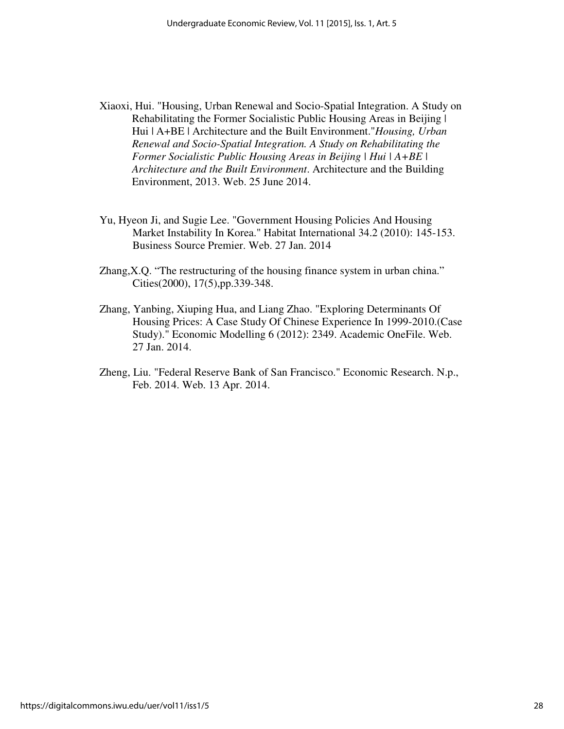Xiaoxi, Hui. "Housing, Urban Renewal and Socio-Spatial Integration. A Study on Rehabilitating the Former Socialistic Public Housing Areas in Beijing | Hui | A+BE | Architecture and the Built Environment."*Housing, Urban Renewal and Socio-Spatial Integration. A Study on Rehabilitating the Former Socialistic Public Housing Areas in Beijing | Hui | A+BE | Architecture and the Built Environment*. Architecture and the Building Environment, 2013. Web. 25 June 2014.

Yu, Hyeon Ji, and Sugie Lee. "Government Housing Policies And Housing Market Instability In Korea." Habitat International 34.2 (2010): 145-153. Business Source Premier. Web. 27 Jan. 2014

Zhang,X.Q. "The restructuring of the housing finance system in urban china." Cities(2000), 17(5),pp.339-348.

Zhang, Yanbing, Xiuping Hua, and Liang Zhao. "Exploring Determinants Of Housing Prices: A Case Study Of Chinese Experience In 1999-2010.(Case Study)." Economic Modelling 6 (2012): 2349. Academic OneFile. Web. 27 Jan. 2014.

Zheng, Liu. "Federal Reserve Bank of San Francisco." Economic Research. N.p., Feb. 2014. Web. 13 Apr. 2014.